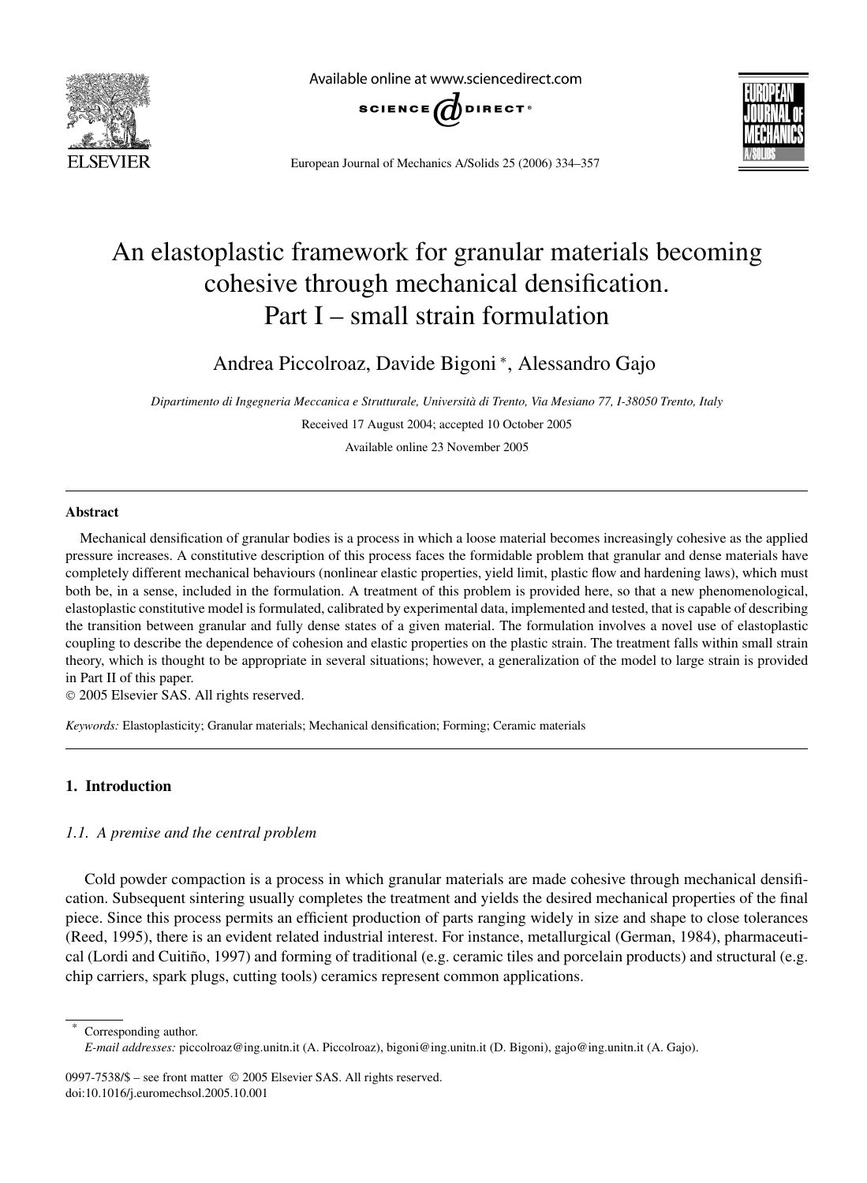# An elastoplastic framework for granular materials becoming cohesive through mechanical densification. Part I – small strain formulation

Andrea Piccolroaz, Davide Bigoni *, Alessandro Gajo

*Dipartimento di Ingegneria Meccanica e Strutturale, Università di Trento, Via Mesiano 77, I-38050 Trento, Italy*

Received 17 August 2004; accepted 10 October 2005

Available online 23 November 2005

## Abstract

Mechanical densification of granular bodies is a process in which a loose material becomes increasingly cohesive as the applied pressure increases. A constitutive description of this process faces the formidable problem that granular and dense materials have completely different mechanical behaviours (nonlinear elastic properties, yield limit, plastic flow and hardening laws), which must both be, in a sense, included in the formulation. A treatment of this problem is provided here, so that a new phenomenological, elastoplastic constitutive model is formulated, calibrated by experimental data, implemented and tested, that is capable of describing the transition between granular and fully dense states of a given material. The formulation involves a novel use of elastoplastic coupling to describe the dependence of cohesion and elastic properties on the plastic strain. The treatment falls within small strain theory, which is thought to be appropriate in several situations; however, a generalization of the model to large strain is provided in Part II of this paper.

© 2005 Elsevier SAS. All rights reserved.

*Keywords:* Elastoplasticity; Granular materials; Mechanical densification; Forming; Ceramic materials

## 1. Introduction

### 1.1. A premise and the central problem

Cold powder compaction is a process in which granular materials are made cohesive through mechanical densification. Subsequent sintering usually completes the treatment and yields the desired mechanical properties of the final piece. Since this process permits an efficient production of parts ranging widely in size and shape to close tolerances (Reed, 1995), there is an evident related industrial interest. For instance, metallurgical (German, 1984), pharmaceutical (Lordi and Cuitiño, 1997) and forming of traditional (e.g. ceramic tiles and porcelain products) and structural (e.g. chip carriers, spark plugs, cutting tools) ceramics represent common applications.

* Corresponding author.
*E-mail addresses:* piccolroaz@ing.unitn.it (A. Piccolroaz), bigoni@ing.unitn.it (D. Bigoni), gajo@ing.unitn.it (A. Gajo).

0997-7538/$ – see front matter © 2005 Elsevier SAS. All rights reserved.
doi:10.1016/j.euromechsol.2005.10.001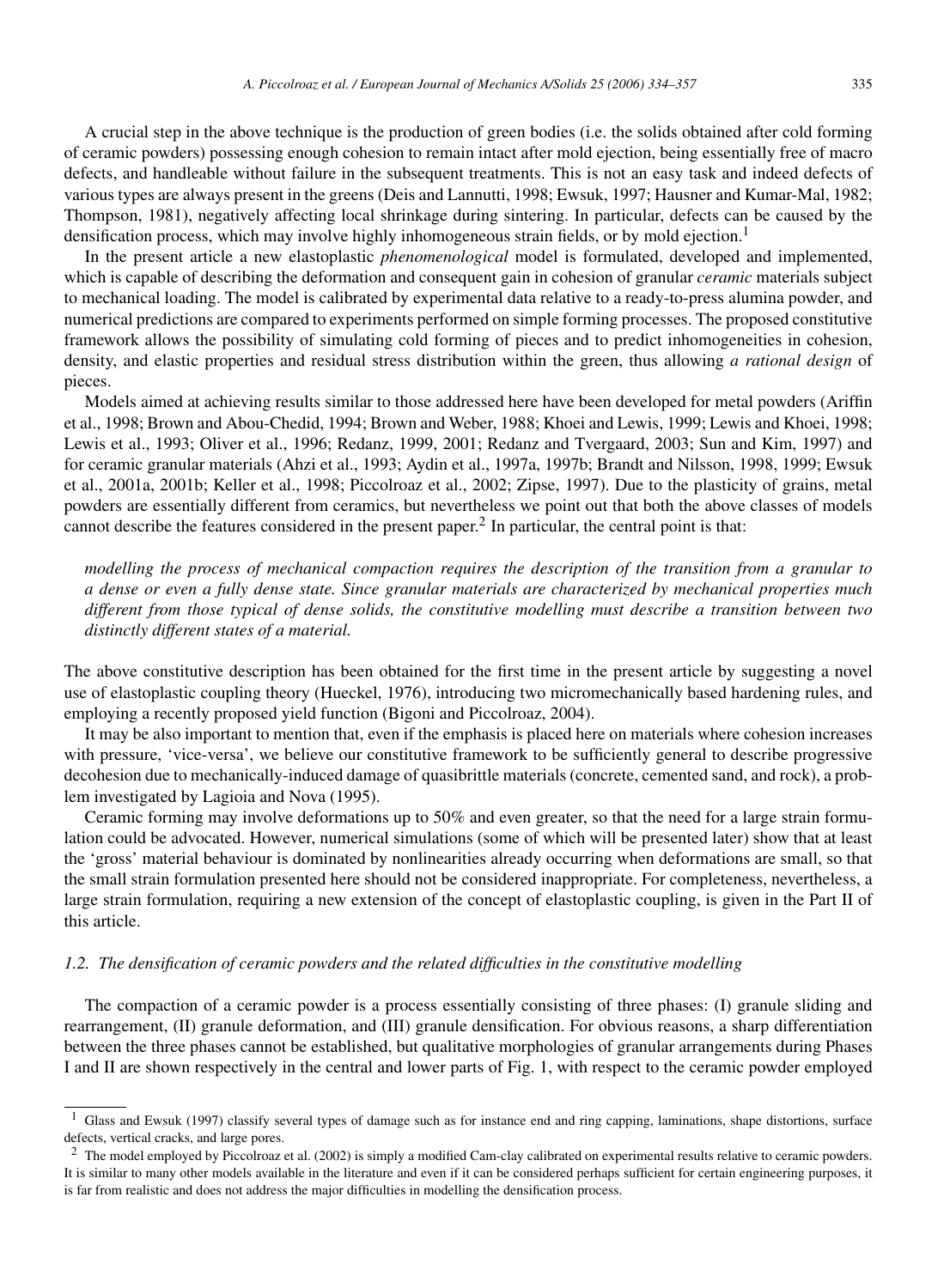A crucial step in the above technique is the production of green bodies (i.e. the solids obtained after cold forming of ceramic powders) possessing enough cohesion to remain intact after mold ejection, being essentially free of macro defects, and handleable without failure in the subsequent treatments. This is not an easy task and indeed defects of various types are always present in the greens (Deis and Lannutti, 1998; Ewsuk, 1997; Hausner and Kumar-Mal, 1982; Thompson, 1981), negatively affecting local shrinkage during sintering. In particular, defects can be caused by the densification process, which may involve highly inhomogeneous strain fields, or by mold ejection.[1]

In the present article a new elastoplastic *phenomenological* model is formulated, developed and implemented, which is capable of describing the deformation and consequent gain in cohesion of granular *ceramic* materials subject to mechanical loading. The model is calibrated by experimental data relative to a ready-to-press alumina powder, and numerical predictions are compared to experiments performed on simple forming processes. The proposed constitutive framework allows the possibility of simulating cold forming of pieces and to predict inhomogeneities in cohesion, density, and elastic properties and residual stress distribution within the green, thus allowing *a rational design* of pieces.

Models aimed at achieving results similar to those addressed here have been developed for metal powders (Ariffin et al., 1998; Brown and Abou-Chedid, 1994; Brown and Weber, 1988; Khoei and Lewis, 1999; Lewis and Khoei, 1998; Lewis et al., 1993; Oliver et al., 1996; Redanz, 1999, 2001; Redanz and Tvergaard, 2003; Sun and Kim, 1997) and for ceramic granular materials (Ahzi et al., 1993; Aydin et al., 1997a, 1997b; Brandt and Nilsson, 1998, 1999; Ewsuk et al., 2001a, 2001b; Keller et al., 1998; Piccolroaz et al., 2002; Zipse, 1997). Due to the plasticity of grains, metal powders are essentially different from ceramics, but nevertheless we point out that both the above classes of models cannot describe the features considered in the present paper.[2] In particular, the central point is that:

*modelling the process of mechanical compaction requires the description of the transition from a granular to a dense or even a fully dense state. Since granular materials are characterized by mechanical properties much different from those typical of dense solids, the constitutive modelling must describe a transition between two distinctly different states of a material.*

The above constitutive description has been obtained for the first time in the present article by suggesting a novel use of elastoplastic coupling theory (Hueckel, 1976), introducing two micromechanically based hardening rules, and employing a recently proposed yield function (Bigoni and Piccolroaz, 2004).

It may be also important to mention that, even if the emphasis is placed here on materials where cohesion increases with pressure, 'vice-versa', we believe our constitutive framework to be sufficiently general to describe progressive decohesion due to mechanically-induced damage of quasibrittle materials (concrete, cemented sand, and rock), a problem investigated by Lagioia and Nova (1995).

Ceramic forming may involve deformations up to 50% and even greater, so that the need for a large strain formulation could be advocated. However, numerical simulations (some of which will be presented later) show that at least the 'gross' material behaviour is dominated by nonlinearities already occurring when deformations are small, so that the small strain formulation presented here should not be considered inappropriate. For completeness, nevertheless, a large strain formulation, requiring a new extension of the concept of elastoplastic coupling, is given in the Part II of this article.

### *1.2. The densification of ceramic powders and the related difficulties in the constitutive modelling*

The compaction of a ceramic powder is a process essentially consisting of three phases: (I) granule sliding and rearrangement, (II) granule deformation, and (III) granule densification. For obvious reasons, a sharp differentiation between the three phases cannot be established, but qualitative morphologies of granular arrangements during Phases I and II are shown respectively in the central and lower parts of Fig. 1, with respect to the ceramic powder employed

[1] Glass and Ewsuk (1997) classify several types of damage such as for instance end and ring capping, laminations, shape distortions, surface defects, vertical cracks, and large pores.

[2] The model employed by Piccolroaz et al. (2002) is simply a modified Cam-clay calibrated on experimental results relative to ceramic powders. It is similar to many other models available in the literature and even if it can be considered perhaps sufficient for certain engineering purposes, it is far from realistic and does not address the major difficulties in modelling the densification process.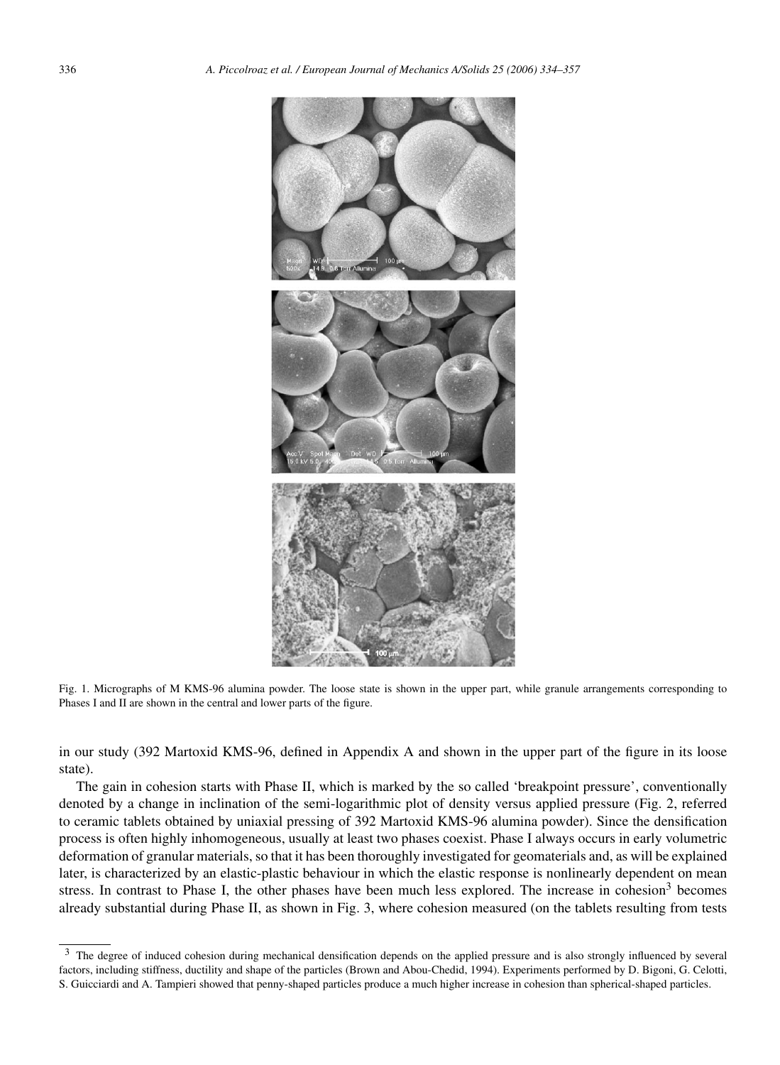Fig. 1. Micrographs of M KMS-96 alumina powder. The loose state is shown in the upper part, while granule arrangements corresponding to Phases I and II are shown in the central and lower parts of the figure.

in our study (392 Martoxid KMS-96, defined in Appendix A and shown in the upper part of the figure in its loose state).

The gain in cohesion starts with Phase II, which is marked by the so called 'breakpoint pressure', conventionally denoted by a change in inclination of the semi-logarithmic plot of density versus applied pressure (Fig. 2, referred to ceramic tablets obtained by uniaxial pressing of 392 Martoxid KMS-96 alumina powder). Since the densification process is often highly inhomogeneous, usually at least two phases coexist. Phase I always occurs in early volumetric deformation of granular materials, so that it has been thoroughly investigated for geomaterials and, as will be explained later, is characterized by an elastic-plastic behaviour in which the elastic response is nonlinearly dependent on mean stress. In contrast to Phase I, the other phases have been much less explored. The increase in cohesion[3] becomes already substantial during Phase II, as shown in Fig. 3, where cohesion measured (on the tablets resulting from tests

[3] The degree of induced cohesion during mechanical densification depends on the applied pressure and is also strongly influenced by several factors, including stiffness, ductility and shape of the particles (Brown and Abou-Chedid, 1994). Experiments performed by D. Bigoni, G. Celotti, S. Guicciardi and A. Tampieri showed that penny-shaped particles produce a much higher increase in cohesion than spherical-shaped particles.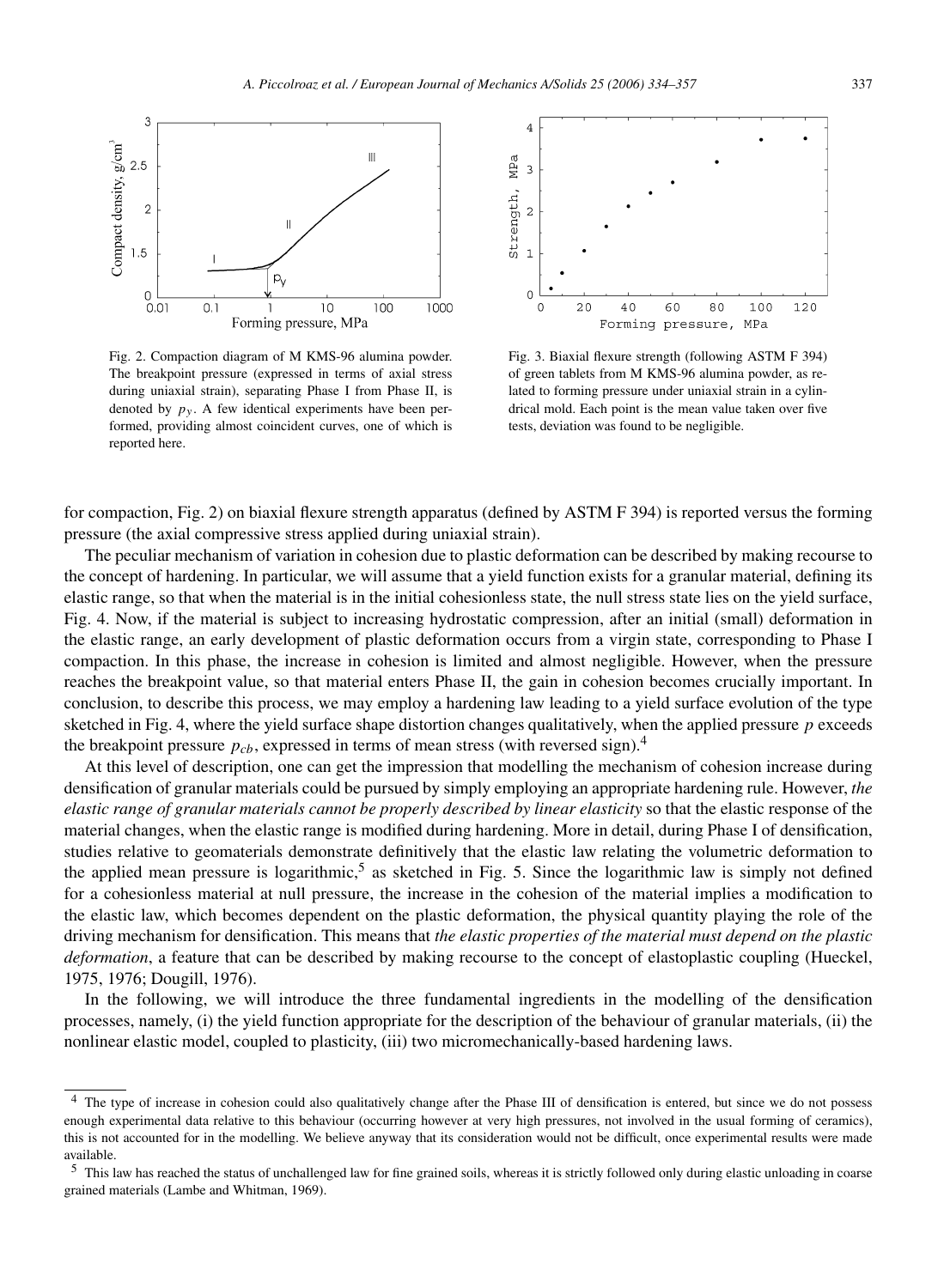Fig. 2. Compaction diagram of M KMS-96 alumina powder. The breakpoint pressure (expressed in terms of axial stress during uniaxial strain), separating Phase I from Phase II, is denoted by $p_y$. A few identical experiments have been performed, providing almost coincident curves, one of which is reported here.

Fig. 3. Biaxial flexure strength (following ASTM F 394) of green tablets from M KMS-96 alumina powder, as related to forming pressure under uniaxial strain in a cylindrical mold. Each point is the mean value taken over five tests, deviation was found to be negligible.

for compaction, Fig. 2) on biaxial flexure strength apparatus (defined by ASTM F 394) is reported versus the forming pressure (the axial compressive stress applied during uniaxial strain).

The peculiar mechanism of variation in cohesion due to plastic deformation can be described by making recourse to the concept of hardening. In particular, we will assume that a yield function exists for a granular material, defining its elastic range, so that when the material is in the initial cohesionless state, the null stress state lies on the yield surface, Fig. 4. Now, if the material is subject to increasing hydrostatic compression, after an initial (small) deformation in the elastic range, an early development of plastic deformation occurs from a virgin state, corresponding to Phase I compaction. In this phase, the increase in cohesion is limited and almost negligible. However, when the pressure reaches the breakpoint value, so that material enters Phase II, the gain in cohesion becomes crucially important. In conclusion, to describe this process, we may employ a hardening law leading to a yield surface evolution of the type sketched in Fig. 4, where the yield surface shape distortion changes qualitatively, when the applied pressure $p$ exceeds the breakpoint pressure $p_{cb}$, expressed in terms of mean stress (with reversed sign).[4]

At this level of description, one can get the impression that modelling the mechanism of cohesion increase during densification of granular materials could be pursued by simply employing an appropriate hardening rule. However, *the elastic range of granular materials cannot be properly described by linear elasticity* so that the elastic response of the material changes, when the elastic range is modified during hardening. More in detail, during Phase I of densification, studies relative to geomaterials demonstrate definitively that the elastic law relating the volumetric deformation to the applied mean pressure is logarithmic,[5] as sketched in Fig. 5. Since the logarithmic law is simply not defined for a cohesionless material at null pressure, the increase in the cohesion of the material implies a modification to the elastic law, which becomes dependent on the plastic deformation, the physical quantity playing the role of the driving mechanism for densification. This means that *the elastic properties of the material must depend on the plastic deformation*, a feature that can be described by making recourse to the concept of elastoplastic coupling (Hueckel, 1975, 1976; Dougill, 1976).

In the following, we will introduce the three fundamental ingredients in the modelling of the densification processes, namely, (i) the yield function appropriate for the description of the behaviour of granular materials, (ii) the nonlinear elastic model, coupled to plasticity, (iii) two micromechanically-based hardening laws.

[4] The type of increase in cohesion could also qualitatively change after the Phase III of densification is entered, but since we do not possess enough experimental data relative to this behaviour (occurring however at very high pressures, not involved in the usual forming of ceramics), this is not accounted for in the modelling. We believe anyway that its consideration would not be difficult, once experimental results were made available.

[5] This law has reached the status of unchallenged law for fine grained soils, whereas it is strictly followed only during elastic unloading in coarse grained materials (Lambe and Whitman, 1969).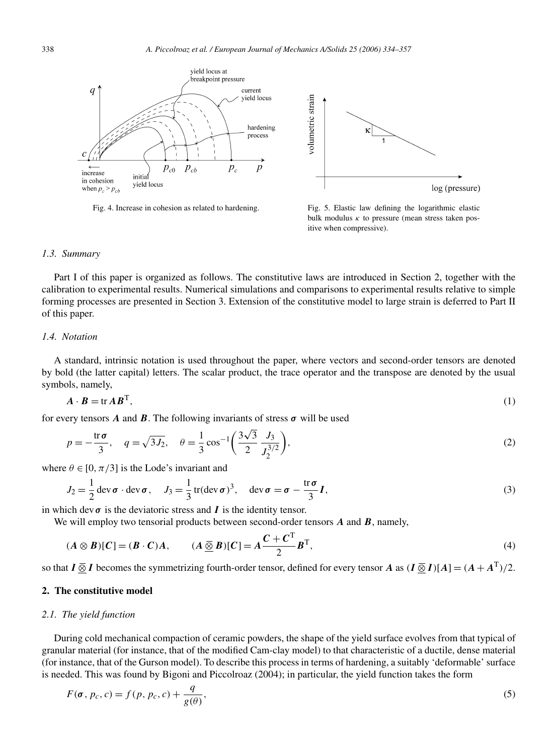Fig. 4. Increase in cohesion as related to hardening.

Fig. 5. Elastic law defining the logarithmic elastic bulk modulus $\kappa$ to pressure (mean stress taken positive when compressive).

### 1.3. Summary

Part I of this paper is organized as follows. The constitutive laws are introduced in Section 2, together with the calibration to experimental results. Numerical simulations and comparisons to experimental results relative to simple forming processes are presented in Section 3. Extension of the constitutive model to large strain is deferred to Part II of this paper.

### 1.4. Notation

A standard, intrinsic notation is used throughout the paper, where vectors and second-order tensors are denoted by bold (the latter capital) letters. The scalar product, the trace operator and the transpose are denoted by the usual symbols, namely,

$$\boldsymbol{A} \cdot \boldsymbol{B} = \operatorname{tr} \boldsymbol{A}\boldsymbol{B}^{\mathrm{T}}, \tag{1}$$

for every tensors $\boldsymbol{A}$ and $\boldsymbol{B}$. The following invariants of stress $\boldsymbol{\sigma}$ will be used

$$p = -\frac{\operatorname{tr}\boldsymbol{\sigma}}{3}, \quad q = \sqrt{3J_2}, \quad \theta = \frac{1}{3}\cos^{-1}\left(\frac{3\sqrt{3}}{2}\frac{J_3}{J_2^{3/2}}\right), \tag{2}$$

where $\theta \in [0, \pi/3]$ is the Lode's invariant and

$$J_2 = \frac{1}{2}\operatorname{dev}\boldsymbol{\sigma} \cdot \operatorname{dev}\boldsymbol{\sigma}, \quad J_3 = \frac{1}{3}\operatorname{tr}(\operatorname{dev}\boldsymbol{\sigma})^3, \quad \operatorname{dev}\boldsymbol{\sigma} = \boldsymbol{\sigma} - \frac{\operatorname{tr}\boldsymbol{\sigma}}{3}\boldsymbol{I}, \tag{3}$$

in which $\operatorname{dev}\boldsymbol{\sigma}$ is the deviatoric stress and $\boldsymbol{I}$ is the identity tensor.

We will employ two tensorial products between second-order tensors $\boldsymbol{A}$ and $\boldsymbol{B}$, namely,

$$(\boldsymbol{A} \otimes \boldsymbol{B})[\boldsymbol{C}] = (\boldsymbol{B} \cdot \boldsymbol{C})\boldsymbol{A}, \qquad (\boldsymbol{A} \,\overline{\underline{\otimes}}\, \boldsymbol{B})[\boldsymbol{C}] = \boldsymbol{A}\frac{\boldsymbol{C} + \boldsymbol{C}^{\mathrm{T}}}{2}\boldsymbol{B}^{\mathrm{T}}, \tag{4}$$

so that $\boldsymbol{I} \,\overline{\underline{\otimes}}\, \boldsymbol{I}$ becomes the symmetrizing fourth-order tensor, defined for every tensor $\boldsymbol{A}$ as $(\boldsymbol{I} \,\overline{\underline{\otimes}}\, \boldsymbol{I})[\boldsymbol{A}] = (\boldsymbol{A} + \boldsymbol{A}^{\mathrm{T}})/2$.

## 2. The constitutive model

### 2.1. The yield function

During cold mechanical compaction of ceramic powders, the shape of the yield surface evolves from that typical of granular material (for instance, that of the modified Cam-clay model) to that characteristic of a ductile, dense material (for instance, that of the Gurson model). To describe this process in terms of hardening, a suitably 'deformable' surface is needed. This was found by Bigoni and Piccolroaz (2004); in particular, the yield function takes the form

$$F(\boldsymbol{\sigma}, p_c, c) = f(p, p_c, c) + \frac{q}{g(\theta)}, \tag{5}$$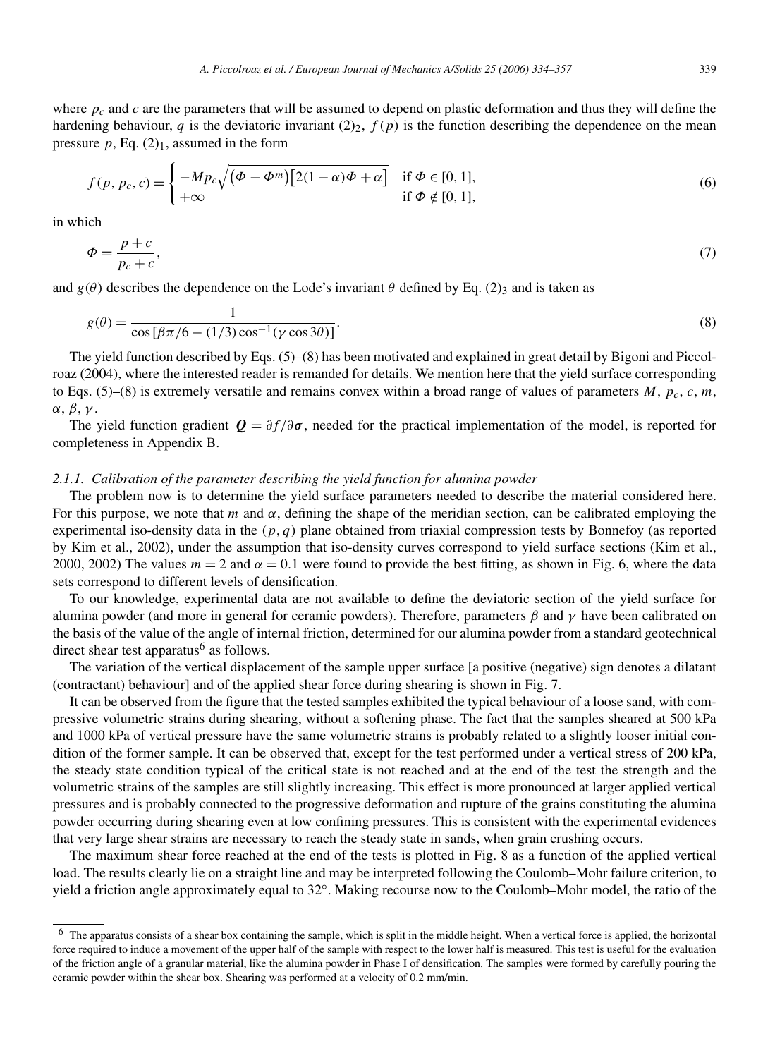where $p_c$ and $c$ are the parameters that will be assumed to depend on plastic deformation and thus they will define the hardening behaviour, $q$ is the deviatoric invariant $(2)_2$, $f(p)$ is the function describing the dependence on the mean pressure $p$, Eq. $(2)_1$, assumed in the form

$$f(p, p_c, c) = \begin{cases} -Mp_c\sqrt{(\Phi - \Phi^m)\left[2(1-\alpha)\Phi + \alpha\right]} & \text{if } \Phi \in [0,1], \\ +\infty & \text{if } \Phi \notin [0,1], \end{cases} \tag{6}$$

in which

$$\Phi = \frac{p + c}{p_c + c}, \tag{7}$$

and $g(\theta)$ describes the dependence on the Lode's invariant $\theta$ defined by Eq. $(2)_3$ and is taken as

$$g(\theta) = \frac{1}{\cos\left[\beta\pi/6 - (1/3)\cos^{-1}(\gamma\cos 3\theta)\right]}. \tag{8}$$

The yield function described by Eqs. (5)–(8) has been motivated and explained in great detail by Bigoni and Piccolroaz (2004), where the interested reader is remanded for details. We mention here that the yield surface corresponding to Eqs. (5)–(8) is extremely versatile and remains convex within a broad range of values of parameters $M$, $p_c$, $c$, $m$, $\alpha$, $\beta$, $\gamma$.

The yield function gradient $\boldsymbol{Q} = \partial f/\partial \boldsymbol{\sigma}$, needed for the practical implementation of the model, is reported for completeness in Appendix B.

#### 2.1.1. Calibration of the parameter describing the yield function for alumina powder

The problem now is to determine the yield surface parameters needed to describe the material considered here. For this purpose, we note that $m$ and $\alpha$, defining the shape of the meridian section, can be calibrated employing the experimental iso-density data in the $(p, q)$ plane obtained from triaxial compression tests by Bonnefoy (as reported by Kim et al., 2002), under the assumption that iso-density curves correspond to yield surface sections (Kim et al., 2000, 2002) The values $m = 2$ and $\alpha = 0.1$ were found to provide the best fitting, as shown in Fig. 6, where the data sets correspond to different levels of densification.

To our knowledge, experimental data are not available to define the deviatoric section of the yield surface for alumina powder (and more in general for ceramic powders). Therefore, parameters $\beta$ and $\gamma$ have been calibrated on the basis of the value of the angle of internal friction, determined for our alumina powder from a standard geotechnical direct shear test apparatus[6] as follows.

The variation of the vertical displacement of the sample upper surface [a positive (negative) sign denotes a dilatant (contractant) behaviour] and of the applied shear force during shearing is shown in Fig. 7.

It can be observed from the figure that the tested samples exhibited the typical behaviour of a loose sand, with compressive volumetric strains during shearing, without a softening phase. The fact that the samples sheared at 500 kPa and 1000 kPa of vertical pressure have the same volumetric strains is probably related to a slightly looser initial condition of the former sample. It can be observed that, except for the test performed under a vertical stress of 200 kPa, the steady state condition typical of the critical state is not reached and at the end of the test the strength and the volumetric strains of the samples are still slightly increasing. This effect is more pronounced at larger applied vertical pressures and is probably connected to the progressive deformation and rupture of the grains constituting the alumina powder occurring during shearing even at low confining pressures. This is consistent with the experimental evidences that very large shear strains are necessary to reach the steady state in sands, when grain crushing occurs.

The maximum shear force reached at the end of the tests is plotted in Fig. 8 as a function of the applied vertical load. The results clearly lie on a straight line and may be interpreted following the Coulomb–Mohr failure criterion, to yield a friction angle approximately equal to 32°. Making recourse now to the Coulomb–Mohr model, the ratio of the

---

[6] The apparatus consists of a shear box containing the sample, which is split in the middle height. When a vertical force is applied, the horizontal force required to induce a movement of the upper half of the sample with respect to the lower half is measured. This test is useful for the evaluation of the friction angle of a granular material, like the alumina powder in Phase I of densification. The samples were formed by carefully pouring the ceramic powder within the shear box. Shearing was performed at a velocity of 0.2 mm/min.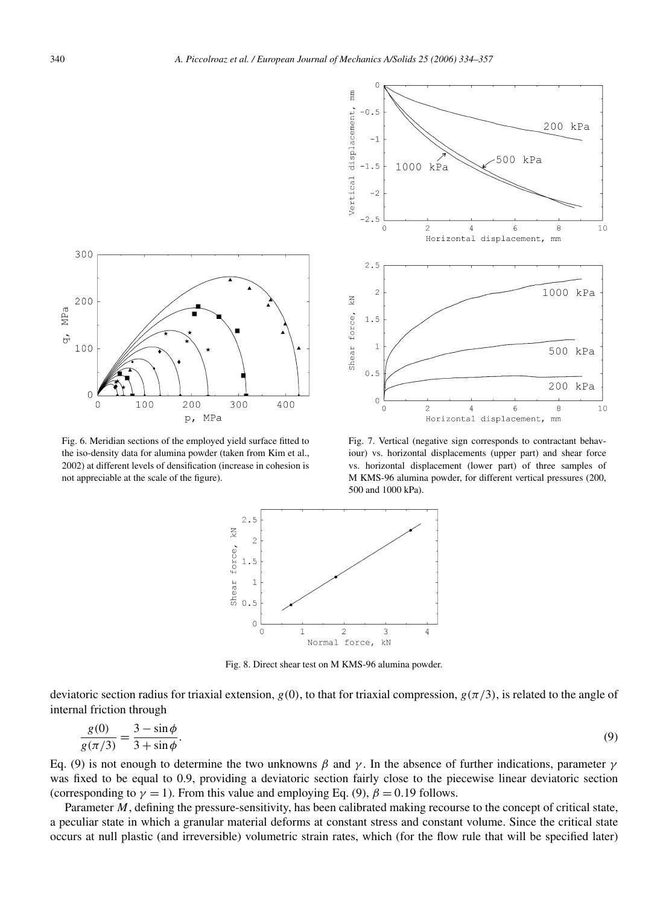Fig. 6. Meridian sections of the employed yield surface fitted to the iso-density data for alumina powder (taken from Kim et al., 2002) at different levels of densification (increase in cohesion is not appreciable at the scale of the figure).

Fig. 7. Vertical (negative sign corresponds to contractant behaviour) vs. horizontal displacements (upper part) and shear force vs. horizontal displacement (lower part) of three samples of M KMS-96 alumina powder, for different vertical pressures (200, 500 and 1000 kPa).

Fig. 8. Direct shear test on M KMS-96 alumina powder.

deviatoric section radius for triaxial extension, $g(0)$, to that for triaxial compression, $g(\pi/3)$, is related to the angle of internal friction through

$$\frac{g(0)}{g(\pi/3)} = \frac{3 - \sin\phi}{3 + \sin\phi}. \tag{9}$$

Eq. (9) is not enough to determine the two unknowns $\beta$ and $\gamma$. In the absence of further indications, parameter $\gamma$ was fixed to be equal to 0.9, providing a deviatoric section fairly close to the piecewise linear deviatoric section (corresponding to $\gamma = 1$). From this value and employing Eq. (9), $\beta = 0.19$ follows.

Parameter $M$, defining the pressure-sensitivity, has been calibrated making recourse to the concept of critical state, a peculiar state in which a granular material deforms at constant stress and constant volume. Since the critical state occurs at null plastic (and irreversible) volumetric strain rates, which (for the flow rule that will be specified later)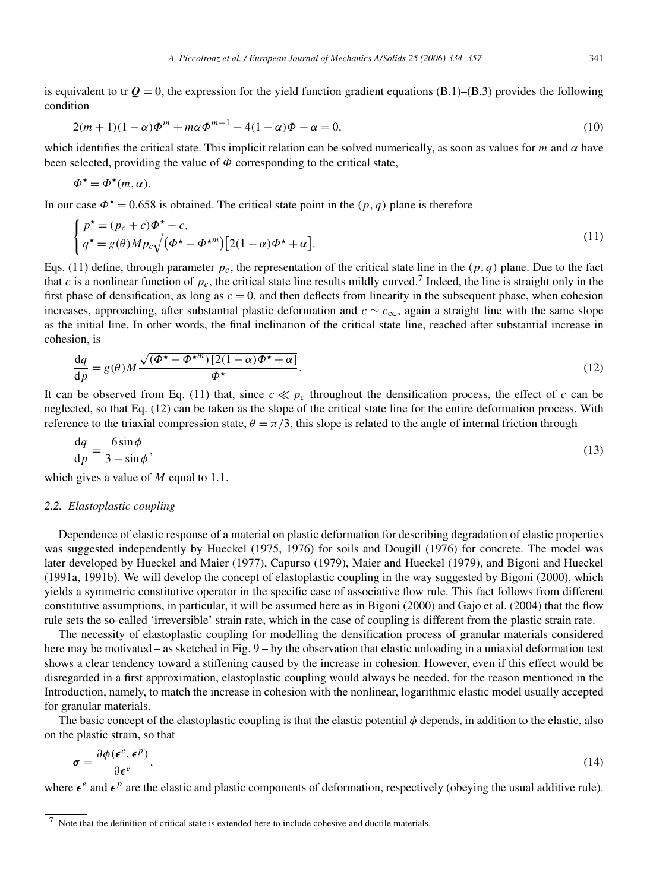is equivalent to tr $\boldsymbol{Q} = 0$, the expression for the yield function gradient equations (B.1)–(B.3) provides the following condition

$$2(m+1)(1-\alpha)\Phi^m + m\alpha\Phi^{m-1} - 4(1-\alpha)\Phi - \alpha = 0, \tag{10}$$

which identifies the critical state. This implicit relation can be solved numerically, as soon as values for $m$ and $\alpha$ have been selected, providing the value of $\Phi$ corresponding to the critical state,

$$\Phi^\star = \Phi^\star(m, \alpha).$$

In our case $\Phi^\star = 0.658$ is obtained. The critical state point in the $(p, q)$ plane is therefore

$$\begin{cases} p^\star = (p_c + c)\Phi^\star - c, \\ q^\star = g(\theta) M p_c \sqrt{\left(\Phi^\star - \Phi^{\star m}\right)\left[2(1-\alpha)\Phi^\star + \alpha\right]}. \end{cases} \tag{11}$$

Eqs. (11) define, through parameter $p_c$, the representation of the critical state line in the $(p, q)$ plane. Due to the fact that $c$ is a nonlinear function of $p_c$, the critical state line results mildly curved.[7] Indeed, the line is straight only in the first phase of densification, as long as $c = 0$, and then deflects from linearity in the subsequent phase, when cohesion increases, approaching, after substantial plastic deformation and $c \sim c_\infty$, again a straight line with the same slope as the initial line. In other words, the final inclination of the critical state line, reached after substantial increase in cohesion, is

$$\frac{\mathrm{d}q}{\mathrm{d}p} = g(\theta) M \frac{\sqrt{(\Phi^\star - \Phi^{\star m})\left[2(1-\alpha)\Phi^\star + \alpha\right]}}{\Phi^\star}. \tag{12}$$

It can be observed from Eq. (11) that, since $c \ll p_c$ throughout the densification process, the effect of $c$ can be neglected, so that Eq. (12) can be taken as the slope of the critical state line for the entire deformation process. With reference to the triaxial compression state, $\theta = \pi/3$, this slope is related to the angle of internal friction through

$$\frac{\mathrm{d}q}{\mathrm{d}p} = \frac{6 \sin\phi}{3 - \sin\phi}, \tag{13}$$

which gives a value of $M$ equal to 1.1.

### 2.2. Elastoplastic coupling

Dependence of elastic response of a material on plastic deformation for describing degradation of elastic properties was suggested independently by Hueckel (1975, 1976) for soils and Dougill (1976) for concrete. The model was later developed by Hueckel and Maier (1977), Capurso (1979), Maier and Hueckel (1979), and Bigoni and Hueckel (1991a, 1991b). We will develop the concept of elastoplastic coupling in the way suggested by Bigoni (2000), which yields a symmetric constitutive operator in the specific case of associative flow rule. This fact follows from different constitutive assumptions, in particular, it will be assumed here as in Bigoni (2000) and Gajo et al. (2004) that the flow rule sets the so-called 'irreversible' strain rate, which in the case of coupling is different from the plastic strain rate.

The necessity of elastoplastic coupling for modelling the densification process of granular materials considered here may be motivated – as sketched in Fig. 9 – by the observation that elastic unloading in a uniaxial deformation test shows a clear tendency toward a stiffening caused by the increase in cohesion. However, even if this effect would be disregarded in a first approximation, elastoplastic coupling would always be needed, for the reason mentioned in the Introduction, namely, to match the increase in cohesion with the nonlinear, logarithmic elastic model usually accepted for granular materials.

The basic concept of the elastoplastic coupling is that the elastic potential $\phi$ depends, in addition to the elastic, also on the plastic strain, so that

$$\boldsymbol{\sigma} = \frac{\partial \phi(\boldsymbol{\epsilon}^e, \boldsymbol{\epsilon}^p)}{\partial \boldsymbol{\epsilon}^e}, \tag{14}$$

where $\boldsymbol{\epsilon}^e$ and $\boldsymbol{\epsilon}^p$ are the elastic and plastic components of deformation, respectively (obeying the usual additive rule).

[7] Note that the definition of critical state is extended here to include cohesive and ductile materials.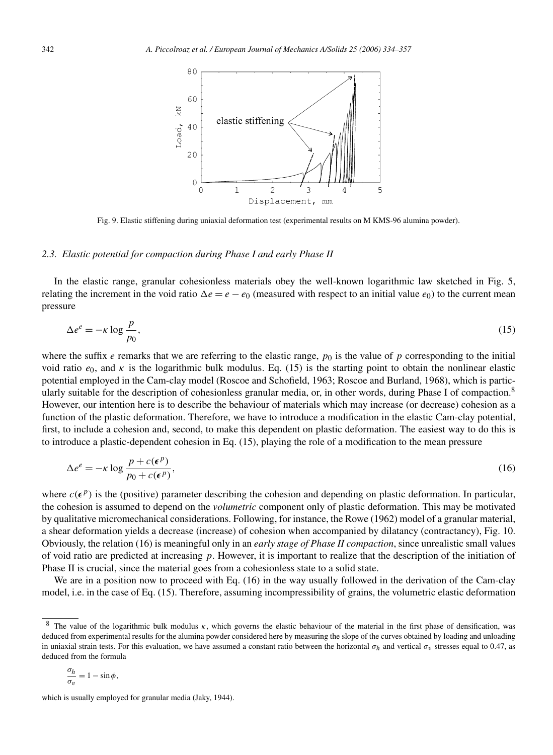Fig. 9. Elastic stiffening during uniaxial deformation test (experimental results on M KMS-96 alumina powder).

### 2.3. Elastic potential for compaction during Phase I and early Phase II

In the elastic range, granular cohesionless materials obey the well-known logarithmic law sketched in Fig. 5, relating the increment in the void ratio $\Delta e = e - e_0$ (measured with respect to an initial value $e_0$) to the current mean pressure

$$\Delta e^e = -\kappa \log \frac{p}{p_0}, \tag{15}$$

where the suffix $e$ remarks that we are referring to the elastic range, $p_0$ is the value of $p$ corresponding to the initial void ratio $e_0$, and $\kappa$ is the logarithmic bulk modulus. Eq. (15) is the starting point to obtain the nonlinear elastic potential employed in the Cam-clay model (Roscoe and Schofield, 1963; Roscoe and Burland, 1968), which is particularly suitable for the description of cohesionless granular media, or, in other words, during Phase I of compaction.[8] However, our intention here is to describe the behaviour of materials which may increase (or decrease) cohesion as a function of the plastic deformation. Therefore, we have to introduce a modification in the elastic Cam-clay potential, first, to include a cohesion and, second, to make this dependent on plastic deformation. The easiest way to do this is to introduce a plastic-dependent cohesion in Eq. (15), playing the role of a modification to the mean pressure

$$\Delta e^e = -\kappa \log \frac{p + c(\boldsymbol{\epsilon}^p)}{p_0 + c(\boldsymbol{\epsilon}^p)}, \tag{16}$$

where $c(\boldsymbol{\epsilon}^p)$ is the (positive) parameter describing the cohesion and depending on plastic deformation. In particular, the cohesion is assumed to depend on the *volumetric* component only of plastic deformation. This may be motivated by qualitative micromechanical considerations. Following, for instance, the Rowe (1962) model of a granular material, a shear deformation yields a decrease (increase) of cohesion when accompanied by dilatancy (contractancy), Fig. 10. Obviously, the relation (16) is meaningful only in an *early stage of Phase II compaction*, since unrealistic small values of void ratio are predicted at increasing $p$. However, it is important to realize that the description of the initiation of Phase II is crucial, since the material goes from a cohesionless state to a solid state.

We are in a position now to proceed with Eq. (16) in the way usually followed in the derivation of the Cam-clay model, i.e. in the case of Eq. (15). Therefore, assuming incompressibility of grains, the volumetric elastic deformation

[8] The value of the logarithmic bulk modulus $\kappa$, which governs the elastic behaviour of the material in the first phase of densification, was deduced from experimental results for the alumina powder considered here by measuring the slope of the curves obtained by loading and unloading in uniaxial strain tests. For this evaluation, we have assumed a constant ratio between the horizontal $\sigma_h$ and vertical $\sigma_v$ stresses equal to 0.47, as deduced from the formula

$$\frac{\sigma_h}{\sigma_v} = 1 - \sin\phi,$$

which is usually employed for granular media (Jaky, 1944).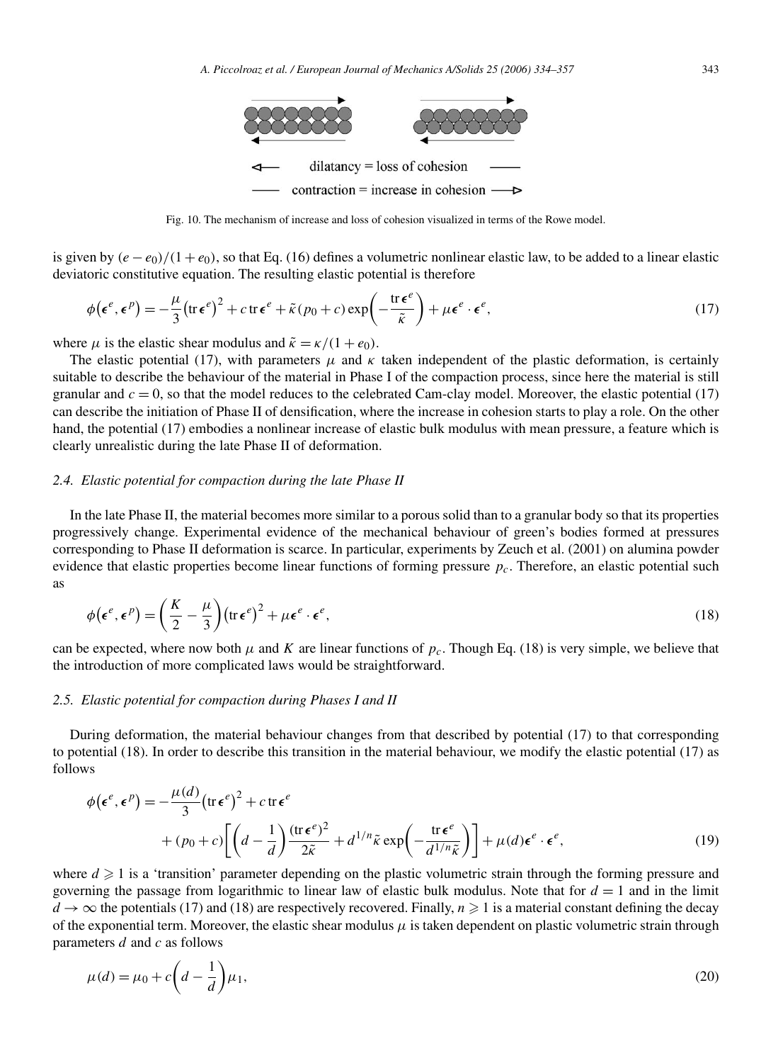Fig. 10. The mechanism of increase and loss of cohesion visualized in terms of the Rowe model.

is given by $(e - e_0)/(1 + e_0)$, so that Eq. (16) defines a volumetric nonlinear elastic law, to be added to a linear elastic deviatoric constitutive equation. The resulting elastic potential is therefore

$$\phi(\boldsymbol{\epsilon}^e, \boldsymbol{\epsilon}^p) = -\frac{\mu}{3}(\operatorname{tr}\boldsymbol{\epsilon}^e)^2 + c \operatorname{tr}\boldsymbol{\epsilon}^e + \tilde{\kappa}(p_0 + c)\exp\left(-\frac{\operatorname{tr}\boldsymbol{\epsilon}^e}{\tilde{\kappa}}\right) + \mu\boldsymbol{\epsilon}^e \cdot \boldsymbol{\epsilon}^e, \tag{17}$$

where $\mu$ is the elastic shear modulus and $\tilde{\kappa} = \kappa/(1 + e_0)$.

The elastic potential (17), with parameters $\mu$ and $\kappa$ taken independent of the plastic deformation, is certainly suitable to describe the behaviour of the material in Phase I of the compaction process, since here the material is still granular and $c = 0$, so that the model reduces to the celebrated Cam-clay model. Moreover, the elastic potential (17) can describe the initiation of Phase II of densification, where the increase in cohesion starts to play a role. On the other hand, the potential (17) embodies a nonlinear increase of elastic bulk modulus with mean pressure, a feature which is clearly unrealistic during the late Phase II of deformation.

### 2.4. Elastic potential for compaction during the late Phase II

In the late Phase II, the material becomes more similar to a porous solid than to a granular body so that its properties progressively change. Experimental evidence of the mechanical behaviour of green's bodies formed at pressures corresponding to Phase II deformation is scarce. In particular, experiments by Zeuch et al. (2001) on alumina powder evidence that elastic properties become linear functions of forming pressure $p_c$. Therefore, an elastic potential such as

$$\phi(\boldsymbol{\epsilon}^e, \boldsymbol{\epsilon}^p) = \left(\frac{K}{2} - \frac{\mu}{3}\right)(\operatorname{tr}\boldsymbol{\epsilon}^e)^2 + \mu\boldsymbol{\epsilon}^e \cdot \boldsymbol{\epsilon}^e, \tag{18}$$

can be expected, where now both $\mu$ and $K$ are linear functions of $p_c$. Though Eq. (18) is very simple, we believe that the introduction of more complicated laws would be straightforward.

### 2.5. Elastic potential for compaction during Phases I and II

During deformation, the material behaviour changes from that described by potential (17) to that corresponding to potential (18). In order to describe this transition in the material behaviour, we modify the elastic potential (17) as follows

$$\begin{aligned}\phi(\boldsymbol{\epsilon}^e, \boldsymbol{\epsilon}^p) = &-\frac{\mu(d)}{3}(\operatorname{tr}\boldsymbol{\epsilon}^e)^2 + c \operatorname{tr}\boldsymbol{\epsilon}^e \\ &+ (p_0 + c)\left[\left(d - \frac{1}{d}\right)\frac{(\operatorname{tr}\boldsymbol{\epsilon}^e)^2}{2\tilde{\kappa}} + d^{1/n}\tilde{\kappa}\exp\left(-\frac{\operatorname{tr}\boldsymbol{\epsilon}^e}{d^{1/n}\tilde{\kappa}}\right)\right] + \mu(d)\boldsymbol{\epsilon}^e \cdot \boldsymbol{\epsilon}^e,\end{aligned} \tag{19}$$

where $d \geqslant 1$ is a 'transition' parameter depending on the plastic volumetric strain through the forming pressure and governing the passage from logarithmic to linear law of elastic bulk modulus. Note that for $d = 1$ and in the limit $d \to \infty$ the potentials (17) and (18) are respectively recovered. Finally, $n \geqslant 1$ is a material constant defining the decay of the exponential term. Moreover, the elastic shear modulus $\mu$ is taken dependent on plastic volumetric strain through parameters $d$ and $c$ as follows

$$\mu(d) = \mu_0 + c\left(d - \frac{1}{d}\right)\mu_1, \tag{20}$$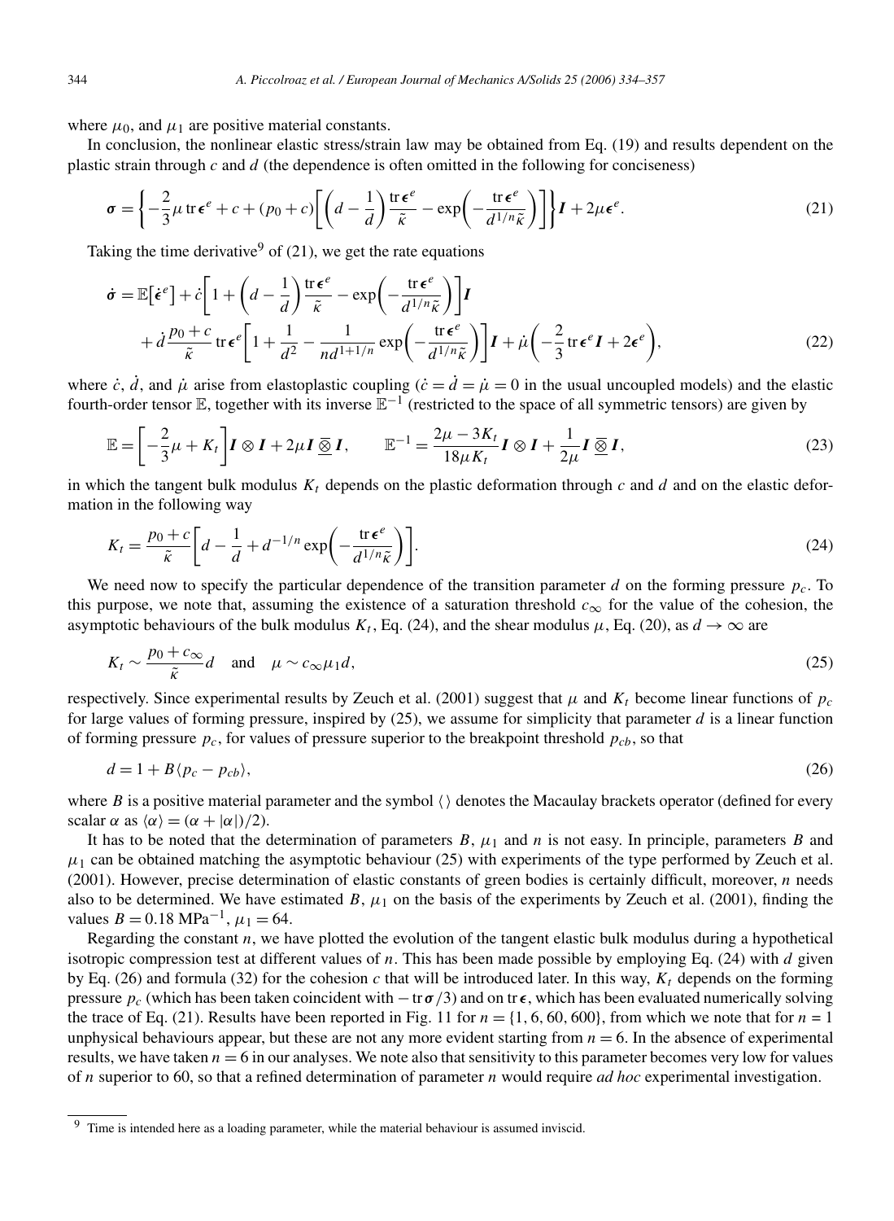where $\mu_0$, and $\mu_1$ are positive material constants.

In conclusion, the nonlinear elastic stress/strain law may be obtained from Eq. (19) and results dependent on the plastic strain through $c$ and $d$ (the dependence is often omitted in the following for conciseness)

$$\boldsymbol{\sigma} = \left\{ -\frac{2}{3}\mu \operatorname{tr} \boldsymbol{\epsilon}^e + c + (p_0 + c)\left[ \left( d - \frac{1}{d} \right) \frac{\operatorname{tr} \boldsymbol{\epsilon}^e}{\tilde{\kappa}} - \exp\left( -\frac{\operatorname{tr} \boldsymbol{\epsilon}^e}{d^{1/n}\tilde{\kappa}} \right) \right] \right\} \boldsymbol{I} + 2\mu \boldsymbol{\epsilon}^e. \tag{21}$$

Taking the time derivative[9] of (21), we get the rate equations

$$\begin{aligned} \dot{\boldsymbol{\sigma}} &= \mathbb{E}\big[\dot{\boldsymbol{\epsilon}}^e\big] + \dot{c}\left[ 1 + \left( d - \frac{1}{d} \right) \frac{\operatorname{tr} \boldsymbol{\epsilon}^e}{\tilde{\kappa}} - \exp\left( -\frac{\operatorname{tr} \boldsymbol{\epsilon}^e}{d^{1/n}\tilde{\kappa}} \right) \right] \boldsymbol{I} \\ &\quad + \dot{d}\,\frac{p_0 + c}{\tilde{\kappa}} \operatorname{tr} \boldsymbol{\epsilon}^e \left[ 1 + \frac{1}{d^2} - \frac{1}{n d^{1+1/n}} \exp\left( -\frac{\operatorname{tr} \boldsymbol{\epsilon}^e}{d^{1/n}\tilde{\kappa}} \right) \right] \boldsymbol{I} + \dot{\mu}\left( -\frac{2}{3} \operatorname{tr} \boldsymbol{\epsilon}^e \boldsymbol{I} + 2\boldsymbol{\epsilon}^e \right), \end{aligned} \tag{22}$$

where $\dot{c}$, $\dot{d}$, and $\dot{\mu}$ arise from elastoplastic coupling ($\dot{c} = \dot{d} = \dot{\mu} = 0$ in the usual uncoupled models) and the elastic fourth-order tensor $\mathbb{E}$, together with its inverse $\mathbb{E}^{-1}$ (restricted to the space of all symmetric tensors) are given by

$$\mathbb{E} = \left[ -\frac{2}{3}\mu + K_t \right] \boldsymbol{I} \otimes \boldsymbol{I} + 2\mu \boldsymbol{I} \,\underline{\overline{\otimes}}\, \boldsymbol{I}, \qquad \mathbb{E}^{-1} = \frac{2\mu - 3K_t}{18\mu K_t} \boldsymbol{I} \otimes \boldsymbol{I} + \frac{1}{2\mu} \boldsymbol{I} \,\underline{\overline{\otimes}}\, \boldsymbol{I}, \tag{23}$$

in which the tangent bulk modulus $K_t$ depends on the plastic deformation through $c$ and $d$ and on the elastic deformation in the following way

$$K_t = \frac{p_0 + c}{\tilde{\kappa}} \left[ d - \frac{1}{d} + d^{-1/n} \exp\left( -\frac{\operatorname{tr} \boldsymbol{\epsilon}^e}{d^{1/n}\tilde{\kappa}} \right) \right]. \tag{24}$$

We need now to specify the particular dependence of the transition parameter $d$ on the forming pressure $p_c$. To this purpose, we note that, assuming the existence of a saturation threshold $c_\infty$ for the value of the cohesion, the asymptotic behaviours of the bulk modulus $K_t$, Eq. (24), and the shear modulus $\mu$, Eq. (20), as $d \to \infty$ are

$$K_t \sim \frac{p_0 + c_\infty}{\tilde{\kappa}} d \quad \text{and} \quad \mu \sim c_\infty \mu_1 d, \tag{25}$$

respectively. Since experimental results by Zeuch et al. (2001) suggest that $\mu$ and $K_t$ become linear functions of $p_c$ for large values of forming pressure, inspired by (25), we assume for simplicity that parameter $d$ is a linear function of forming pressure $p_c$, for values of pressure superior to the breakpoint threshold $p_{cb}$, so that

$$d = 1 + B\langle p_c - p_{cb} \rangle, \tag{26}$$

where $B$ is a positive material parameter and the symbol $\langle\,\rangle$ denotes the Macaulay brackets operator (defined for every scalar $\alpha$ as $\langle \alpha \rangle = (\alpha + |\alpha|)/2$).

It has to be noted that the determination of parameters $B$, $\mu_1$ and $n$ is not easy. In principle, parameters $B$ and $\mu_1$ can be obtained matching the asymptotic behaviour (25) with experiments of the type performed by Zeuch et al. (2001). However, precise determination of elastic constants of green bodies is certainly difficult, moreover, $n$ needs also to be determined. We have estimated $B$, $\mu_1$ on the basis of the experiments by Zeuch et al. (2001), finding the values $B = 0.18\ \text{MPa}^{-1}$, $\mu_1 = 64$.

Regarding the constant $n$, we have plotted the evolution of the tangent elastic bulk modulus during a hypothetical isotropic compression test at different values of $n$. This has been made possible by employing Eq. (24) with $d$ given by Eq. (26) and formula (32) for the cohesion $c$ that will be introduced later. In this way, $K_t$ depends on the forming pressure $p_c$ (which has been taken coincident with $-\operatorname{tr}\boldsymbol{\sigma}/3$) and on $\operatorname{tr}\boldsymbol{\epsilon}$, which has been evaluated numerically solving the trace of Eq. (21). Results have been reported in Fig. 11 for $n = \{1, 6, 60, 600\}$, from which we note that for $n = 1$ unphysical behaviours appear, but these are not any more evident starting from $n = 6$. In the absence of experimental results, we have taken $n = 6$ in our analyses. We note also that sensitivity to this parameter becomes very low for values of $n$ superior to 60, so that a refined determination of parameter $n$ would require *ad hoc* experimental investigation.

---

[9] Time is intended here as a loading parameter, while the material behaviour is assumed inviscid.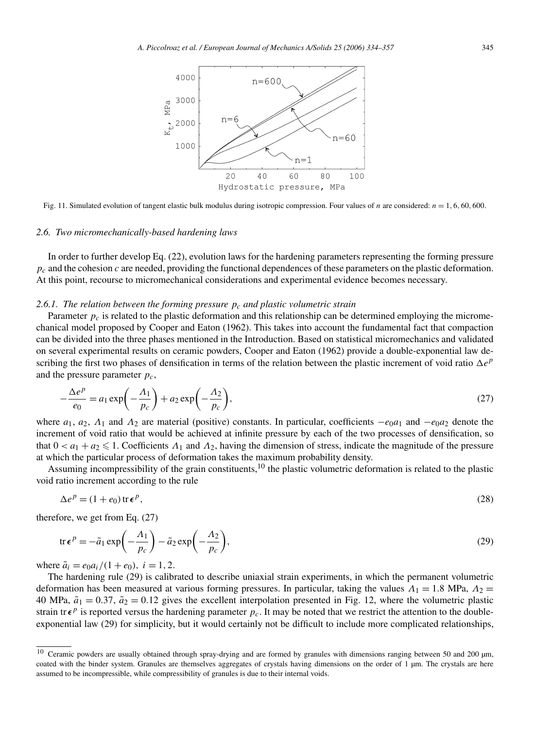Fig. 11. Simulated evolution of tangent elastic bulk modulus during isotropic compression. Four values of $n$ are considered: $n = 1, 6, 60, 600$.

### 2.6. Two micromechanically-based hardening laws

In order to further develop Eq. (22), evolution laws for the hardening parameters representing the forming pressure $p_c$ and the cohesion $c$ are needed, providing the functional dependences of these parameters on the plastic deformation. At this point, recourse to micromechanical considerations and experimental evidence becomes necessary.

#### 2.6.1. The relation between the forming pressure $p_c$ and plastic volumetric strain

Parameter $p_c$ is related to the plastic deformation and this relationship can be determined employing the micromechanical model proposed by Cooper and Eaton (1962). This takes into account the fundamental fact that compaction can be divided into the three phases mentioned in the Introduction. Based on statistical micromechanics and validated on several experimental results on ceramic powders, Cooper and Eaton (1962) provide a double-exponential law describing the first two phases of densification in terms of the relation between the plastic increment of void ratio $\Delta e^p$ and the pressure parameter $p_c$,

$$-\frac{\Delta e^p}{e_0} = a_1 \exp\left(-\frac{\Lambda_1}{p_c}\right) + a_2 \exp\left(-\frac{\Lambda_2}{p_c}\right), \tag{27}$$

where $a_1$, $a_2$, $\Lambda_1$ and $\Lambda_2$ are material (positive) constants. In particular, coefficients $-e_0 a_1$ and $-e_0 a_2$ denote the increment of void ratio that would be achieved at infinite pressure by each of the two processes of densification, so that $0 < a_1 + a_2 \leqslant 1$. Coefficients $\Lambda_1$ and $\Lambda_2$, having the dimension of stress, indicate the magnitude of the pressure at which the particular process of deformation takes the maximum probability density.

Assuming incompressibility of the grain constituents,[10] the plastic volumetric deformation is related to the plastic void ratio increment according to the rule

$$\Delta e^p = (1 + e_0)\,\mathrm{tr}\,\boldsymbol{\epsilon}^p, \tag{28}$$

therefore, we get from Eq. (27)

$$\mathrm{tr}\,\boldsymbol{\epsilon}^p = -\tilde{a}_1 \exp\left(-\frac{\Lambda_1}{p_c}\right) - \tilde{a}_2 \exp\left(-\frac{\Lambda_2}{p_c}\right), \tag{29}$$

where $\tilde{a}_i = e_0 a_i/(1 + e_0)$, $i = 1, 2$.

The hardening rule (29) is calibrated to describe uniaxial strain experiments, in which the permanent volumetric deformation has been measured at various forming pressures. In particular, taking the values $\Lambda_1 = 1.8$ MPa, $\Lambda_2 = 40$ MPa, $\tilde{a}_1 = 0.37$, $\tilde{a}_2 = 0.12$ gives the excellent interpolation presented in Fig. 12, where the volumetric plastic strain $\mathrm{tr}\,\boldsymbol{\epsilon}^p$ is reported versus the hardening parameter $p_c$. It may be noted that we restrict the attention to the double-exponential law (29) for simplicity, but it would certainly not be difficult to include more complicated relationships,

[10] Ceramic powders are usually obtained through spray-drying and are formed by granules with dimensions ranging between 50 and 200 µm, coated with the binder system. Granules are themselves aggregates of crystals having dimensions on the order of 1 µm. The crystals are here assumed to be incompressible, while compressibility of granules is due to their internal voids.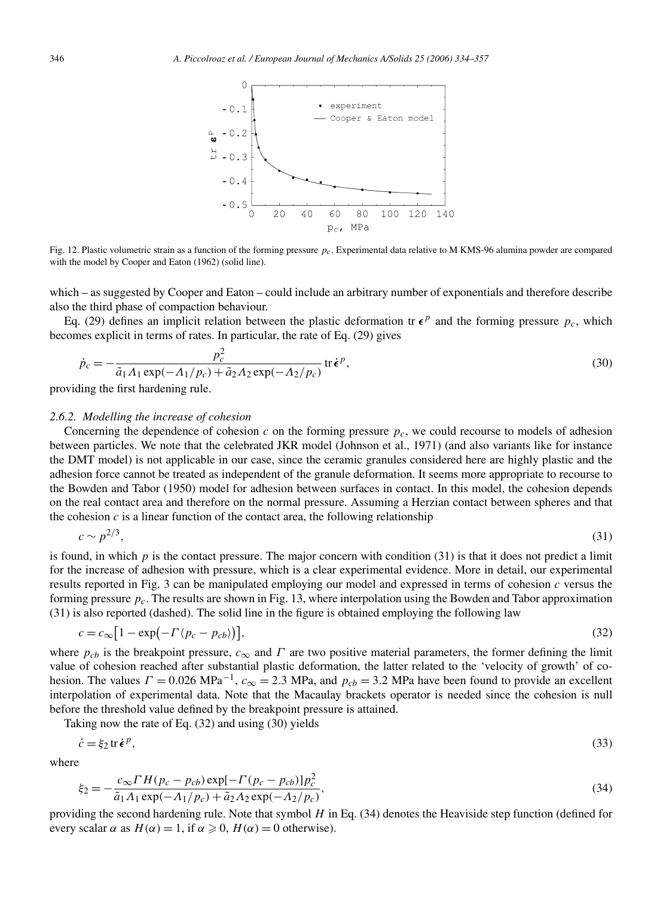Fig. 12. Plastic volumetric strain as a function of the forming pressure $p_c$. Experimental data relative to M KMS-96 alumina powder are compared with the model by Cooper and Eaton (1962) (solid line).

which – as suggested by Cooper and Eaton – could include an arbitrary number of exponentials and therefore describe also the third phase of compaction behaviour.

Eq. (29) defines an implicit relation between the plastic deformation $\operatorname{tr} \boldsymbol{\epsilon}^p$ and the forming pressure $p_c$, which becomes explicit in terms of rates. In particular, the rate of Eq. (29) gives

$$\dot{p}_c = -\frac{p_c^2}{\tilde{a}_1 \Lambda_1 \exp(-\Lambda_1/p_c) + \tilde{a}_2 \Lambda_2 \exp(-\Lambda_2/p_c)} \operatorname{tr} \dot{\boldsymbol{\epsilon}}^p, \tag{30}$$

providing the first hardening rule.

### 2.6.2. Modelling the increase of cohesion

Concerning the dependence of cohesion $c$ on the forming pressure $p_c$, we could recourse to models of adhesion between particles. We note that the celebrated JKR model (Johnson et al., 1971) (and also variants like for instance the DMT model) is not applicable in our case, since the ceramic granules considered here are highly plastic and the adhesion force cannot be treated as independent of the granule deformation. It seems more appropriate to recourse to the Bowden and Tabor (1950) model for adhesion between surfaces in contact. In this model, the cohesion depends on the real contact area and therefore on the normal pressure. Assuming a Herzian contact between spheres and that the cohesion $c$ is a linear function of the contact area, the following relationship

$$c \sim p^{2/3}, \tag{31}$$

is found, in which $p$ is the contact pressure. The major concern with condition (31) is that it does not predict a limit for the increase of adhesion with pressure, which is a clear experimental evidence. More in detail, our experimental results reported in Fig. 3 can be manipulated employing our model and expressed in terms of cohesion $c$ versus the forming pressure $p_c$. The results are shown in Fig. 13, where interpolation using the Bowden and Tabor approximation (31) is also reported (dashed). The solid line in the figure is obtained employing the following law

$$c = c_\infty \left[1 - \exp\left(-\Gamma \langle p_c - p_{cb} \rangle\right)\right], \tag{32}$$

where $p_{cb}$ is the breakpoint pressure, $c_\infty$ and $\Gamma$ are two positive material parameters, the former defining the limit value of cohesion reached after substantial plastic deformation, the latter related to the 'velocity of growth' of cohesion. The values $\Gamma = 0.026\ \text{MPa}^{-1}$, $c_\infty = 2.3$ MPa, and $p_{cb} = 3.2$ MPa have been found to provide an excellent interpolation of experimental data. Note that the Macaulay brackets operator is needed since the cohesion is null before the threshold value defined by the breakpoint pressure is attained.

Taking now the rate of Eq. (32) and using (30) yields

$$\dot{c} = \xi_2 \operatorname{tr} \dot{\boldsymbol{\epsilon}}^p, \tag{33}$$

where

$$\xi_2 = -\frac{c_\infty \Gamma H(p_c - p_{cb}) \exp[-\Gamma(p_c - p_{cb})] p_c^2}{\tilde{a}_1 \Lambda_1 \exp(-\Lambda_1/p_c) + \tilde{a}_2 \Lambda_2 \exp(-\Lambda_2/p_c)}, \tag{34}$$

providing the second hardening rule. Note that symbol $H$ in Eq. (34) denotes the Heaviside step function (defined for every scalar $\alpha$ as $H(\alpha) = 1$, if $\alpha \geqslant 0$, $H(\alpha) = 0$ otherwise).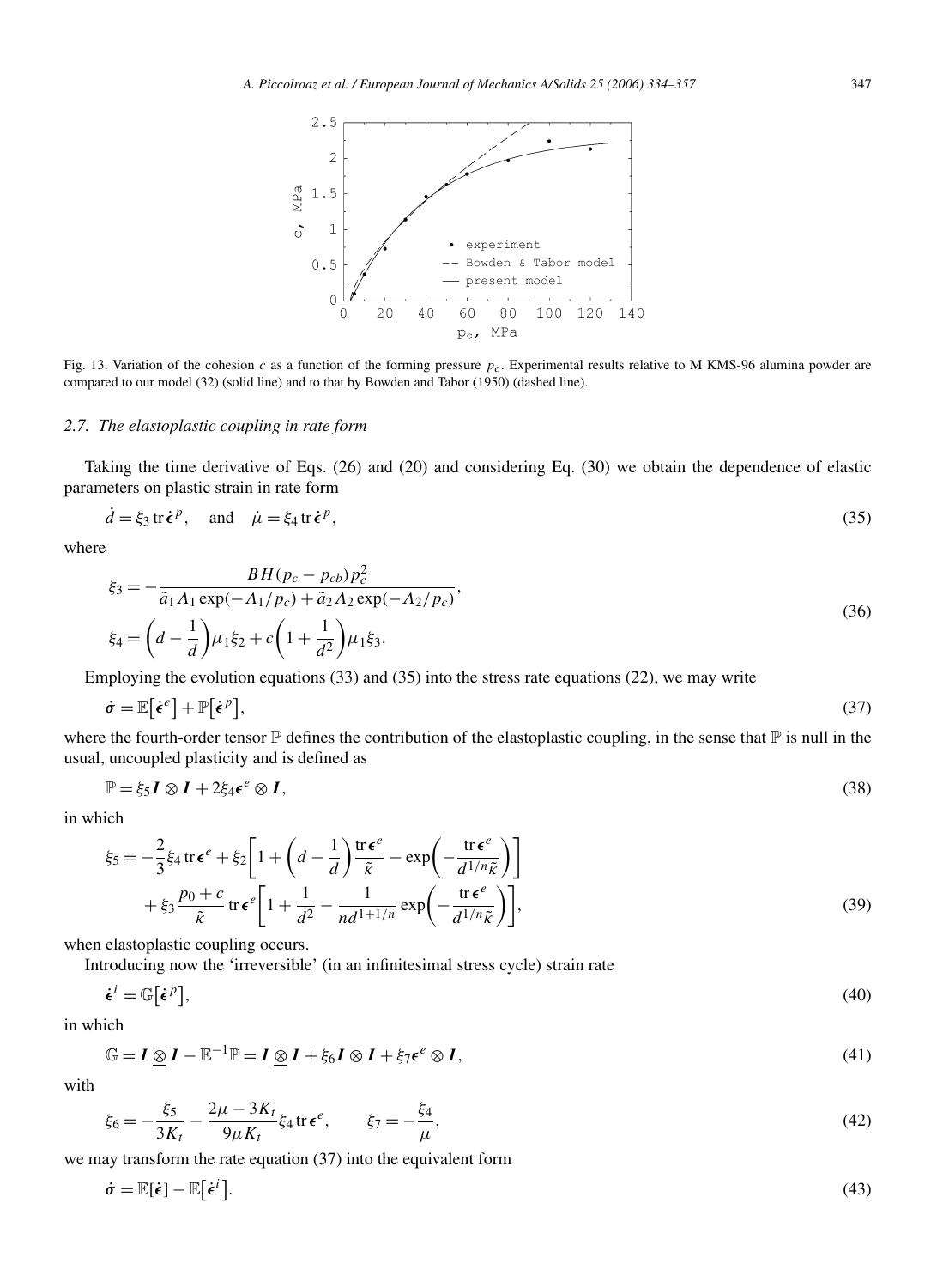Fig. 13. Variation of the cohesion $c$ as a function of the forming pressure $p_c$. Experimental results relative to M KMS-96 alumina powder are compared to our model (32) (solid line) and to that by Bowden and Tabor (1950) (dashed line).

### 2.7. The elastoplastic coupling in rate form

Taking the time derivative of Eqs. (26) and (20) and considering Eq. (30) we obtain the dependence of elastic parameters on plastic strain in rate form

$$\dot{d} = \xi_3 \operatorname{tr} \dot{\boldsymbol{\epsilon}}^p, \quad \text{and} \quad \dot{\mu} = \xi_4 \operatorname{tr} \dot{\boldsymbol{\epsilon}}^p, \tag{35}$$

where

$$\begin{aligned} \xi_3 &= -\frac{B H(p_c - p_{cb}) p_c^2}{\tilde{a}_1 \Lambda_1 \exp(-\Lambda_1/p_c) + \tilde{a}_2 \Lambda_2 \exp(-\Lambda_2/p_c)}, \\ \xi_4 &= \left(d - \frac{1}{d}\right)\mu_1 \xi_2 + c\left(1 + \frac{1}{d^2}\right)\mu_1 \xi_3. \end{aligned} \tag{36}$$

Employing the evolution equations (33) and (35) into the stress rate equations (22), we may write

$$\dot{\boldsymbol{\sigma}} = \mathbb{E}\big[\dot{\boldsymbol{\epsilon}}^e\big] + \mathbb{P}\big[\dot{\boldsymbol{\epsilon}}^p\big], \tag{37}$$

where the fourth-order tensor $\mathbb{P}$ defines the contribution of the elastoplastic coupling, in the sense that $\mathbb{P}$ is null in the usual, uncoupled plasticity and is defined as

$$\mathbb{P} = \xi_5 \boldsymbol{I} \otimes \boldsymbol{I} + 2\xi_4 \boldsymbol{\epsilon}^e \otimes \boldsymbol{I}, \tag{38}$$

in which

$$\begin{aligned} \xi_5 = &-\frac{2}{3}\xi_4 \operatorname{tr} \boldsymbol{\epsilon}^e + \xi_2\left[1 + \left(d - \frac{1}{d}\right)\frac{\operatorname{tr} \boldsymbol{\epsilon}^e}{\tilde{\kappa}} - \exp\left(-\frac{\operatorname{tr} \boldsymbol{\epsilon}^e}{d^{1/n}\tilde{\kappa}}\right)\right] \\ &+ \xi_3 \frac{p_0 + c}{\tilde{\kappa}} \operatorname{tr} \boldsymbol{\epsilon}^e \left[1 + \frac{1}{d^2} - \frac{1}{n d^{1+1/n}} \exp\left(-\frac{\operatorname{tr} \boldsymbol{\epsilon}^e}{d^{1/n}\tilde{\kappa}}\right)\right], \end{aligned} \tag{39}$$

when elastoplastic coupling occurs.

Introducing now the 'irreversible' (in an infinitesimal stress cycle) strain rate

$$\dot{\boldsymbol{\epsilon}}^i = \mathbb{G}\big[\dot{\boldsymbol{\epsilon}}^p\big], \tag{40}$$

in which

$$\mathbb{G} = \boldsymbol{I} \,\overline{\underline{\otimes}}\, \boldsymbol{I} - \mathbb{E}^{-1}\mathbb{P} = \boldsymbol{I} \,\overline{\underline{\otimes}}\, \boldsymbol{I} + \xi_6 \boldsymbol{I} \otimes \boldsymbol{I} + \xi_7 \boldsymbol{\epsilon}^e \otimes \boldsymbol{I}, \tag{41}$$

with

$$\xi_6 = -\frac{\xi_5}{3K_t} - \frac{2\mu - 3K_t}{9\mu K_t}\xi_4 \operatorname{tr} \boldsymbol{\epsilon}^e, \qquad \xi_7 = -\frac{\xi_4}{\mu}, \tag{42}$$

we may transform the rate equation (37) into the equivalent form

$$\dot{\boldsymbol{\sigma}} = \mathbb{E}[\dot{\boldsymbol{\epsilon}}] - \mathbb{E}\big[\dot{\boldsymbol{\epsilon}}^i\big]. \tag{43}$$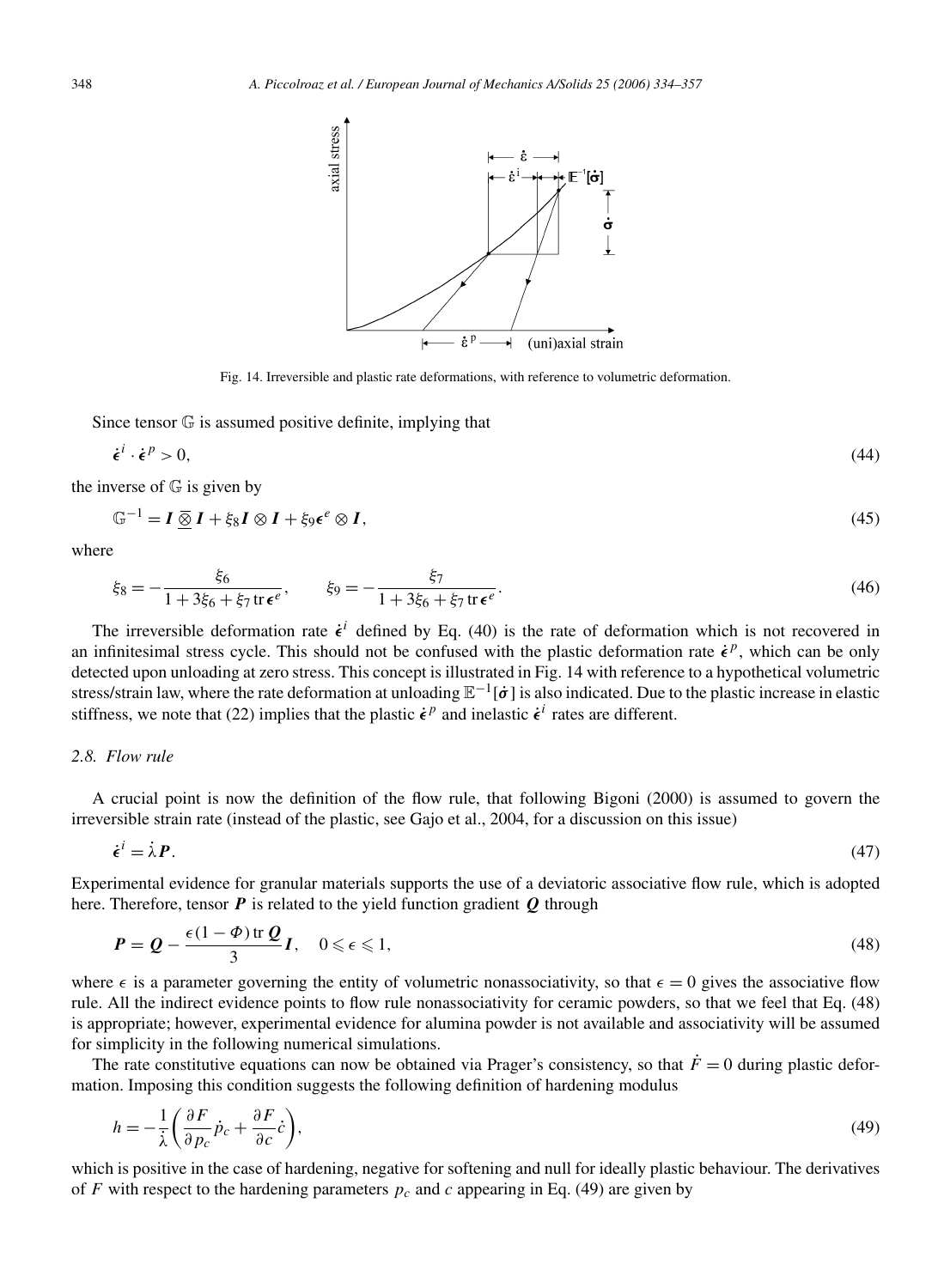Fig. 14. Irreversible and plastic rate deformations, with reference to volumetric deformation.

Since tensor $\mathbb{G}$ is assumed positive definite, implying that

$$\dot{\boldsymbol{\epsilon}}^i \cdot \dot{\boldsymbol{\epsilon}}^p > 0, \tag{44}$$

the inverse of $\mathbb{G}$ is given by

$$\mathbb{G}^{-1} = \boldsymbol{I} \,\underline{\overline{\otimes}}\, \boldsymbol{I} + \xi_8 \boldsymbol{I} \otimes \boldsymbol{I} + \xi_9 \boldsymbol{\epsilon}^e \otimes \boldsymbol{I}, \tag{45}$$

where

$$\xi_8 = -\frac{\xi_6}{1 + 3\xi_6 + \xi_7 \operatorname{tr} \boldsymbol{\epsilon}^e}, \qquad \xi_9 = -\frac{\xi_7}{1 + 3\xi_6 + \xi_7 \operatorname{tr} \boldsymbol{\epsilon}^e}. \tag{46}$$

The irreversible deformation rate $\dot{\boldsymbol{\epsilon}}^i$ defined by Eq. (40) is the rate of deformation which is not recovered in an infinitesimal stress cycle. This should not be confused with the plastic deformation rate $\dot{\boldsymbol{\epsilon}}^p$, which can be only detected upon unloading at zero stress. This concept is illustrated in Fig. 14 with reference to a hypothetical volumetric stress/strain law, where the rate deformation at unloading $\mathbb{E}^{-1}[\dot{\boldsymbol{\sigma}}]$ is also indicated. Due to the plastic increase in elastic stiffness, we note that (22) implies that the plastic $\dot{\boldsymbol{\epsilon}}^p$ and inelastic $\dot{\boldsymbol{\epsilon}}^i$ rates are different.

### 2.8. Flow rule

A crucial point is now the definition of the flow rule, that following Bigoni (2000) is assumed to govern the irreversible strain rate (instead of the plastic, see Gajo et al., 2004, for a discussion on this issue)

$$\dot{\boldsymbol{\epsilon}}^i = \dot{\lambda} \boldsymbol{P}. \tag{47}$$

Experimental evidence for granular materials supports the use of a deviatoric associative flow rule, which is adopted here. Therefore, tensor $\boldsymbol{P}$ is related to the yield function gradient $\boldsymbol{Q}$ through

$$\boldsymbol{P} = \boldsymbol{Q} - \frac{\epsilon(1-\Phi) \operatorname{tr} \boldsymbol{Q}}{3} \boldsymbol{I}, \quad 0 \leqslant \epsilon \leqslant 1, \tag{48}$$

where $\epsilon$ is a parameter governing the entity of volumetric nonassociativity, so that $\epsilon = 0$ gives the associative flow rule. All the indirect evidence points to flow rule nonassociativity for ceramic powders, so that we feel that Eq. (48) is appropriate; however, experimental evidence for alumina powder is not available and associativity will be assumed for simplicity in the following numerical simulations.

The rate constitutive equations can now be obtained via Prager's consistency, so that $\dot{F} = 0$ during plastic deformation. Imposing this condition suggests the following definition of hardening modulus

$$h = -\frac{1}{\dot{\lambda}} \left( \frac{\partial F}{\partial p_c} \dot{p}_c + \frac{\partial F}{\partial c} \dot{c} \right), \tag{49}$$

which is positive in the case of hardening, negative for softening and null for ideally plastic behaviour. The derivatives of $F$ with respect to the hardening parameters $p_c$ and $c$ appearing in Eq. (49) are given by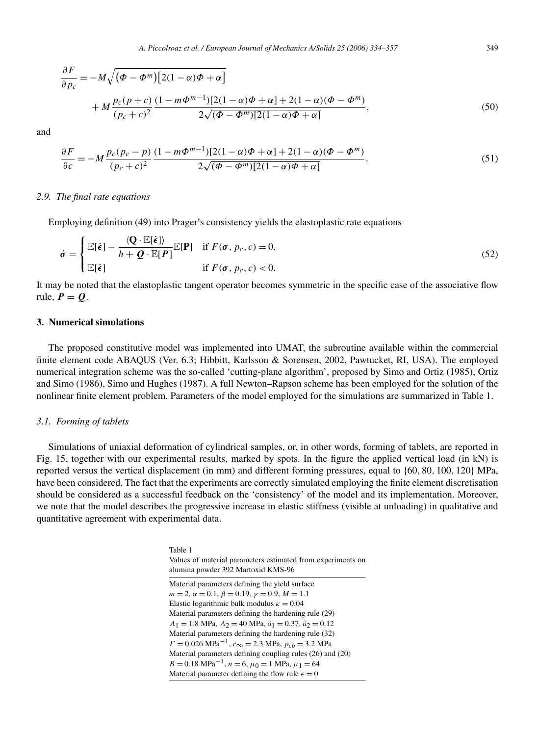$$
\frac{\partial F}{\partial p_c} = -M\sqrt{(\Phi - \Phi^m)\left[2(1-\alpha)\Phi + \alpha\right]} + M\frac{p_c(p+c)}{(p_c+c)^2}\frac{(1-m\Phi^{m-1})[2(1-\alpha)\Phi+\alpha] + 2(1-\alpha)(\Phi-\Phi^m)}{2\sqrt{(\Phi-\Phi^m)[2(1-\alpha)\Phi+\alpha]}}, \tag{50}
$$

and

$$
\frac{\partial F}{\partial c} = -M\frac{p_c(p_c-p)}{(p_c+c)^2}\frac{(1-m\Phi^{m-1})[2(1-\alpha)\Phi+\alpha] + 2(1-\alpha)(\Phi-\Phi^m)}{2\sqrt{(\Phi-\Phi^m)[2(1-\alpha)\Phi+\alpha]}}. \tag{51}
$$

### *2.9. The final rate equations*

Employing definition (49) into Prager's consistency yields the elastoplastic rate equations

$$
\dot{\boldsymbol{\sigma}} = \begin{cases} \mathbb{E}[\dot{\boldsymbol{\epsilon}}] - \dfrac{\langle \mathbf{Q} \cdot \mathbb{E}[\dot{\boldsymbol{\epsilon}}] \rangle}{h + \boldsymbol{Q} \cdot \mathbb{E}[\boldsymbol{P}]}\mathbb{E}[\mathbf{P}] & \text{if } F(\boldsymbol{\sigma}, p_c, c) = 0, \\ \mathbb{E}[\dot{\boldsymbol{\epsilon}}] & \text{if } F(\boldsymbol{\sigma}, p_c, c) < 0. \end{cases} \tag{52}
$$

It may be noted that the elastoplastic tangent operator becomes symmetric in the specific case of the associative flow rule, $\boldsymbol{P} = \boldsymbol{Q}$.

## 3. Numerical simulations

The proposed constitutive model was implemented into UMAT, the subroutine available within the commercial finite element code ABAQUS (Ver. 6.3; Hibbitt, Karlsson & Sorensen, 2002, Pawtucket, RI, USA). The employed numerical integration scheme was the so-called 'cutting-plane algorithm', proposed by Simo and Ortiz (1985), Ortiz and Simo (1986), Simo and Hughes (1987). A full Newton–Rapson scheme has been employed for the solution of the nonlinear finite element problem. Parameters of the model employed for the simulations are summarized in Table 1.

### *3.1. Forming of tablets*

Simulations of uniaxial deformation of cylindrical samples, or, in other words, forming of tablets, are reported in Fig. 15, together with our experimental results, marked by spots. In the figure the applied vertical load (in kN) is reported versus the vertical displacement (in mm) and different forming pressures, equal to {60, 80, 100, 120} MPa, have been considered. The fact that the experiments are correctly simulated employing the finite element discretisation should be considered as a successful feedback on the 'consistency' of the model and its implementation. Moreover, we note that the model describes the progressive increase in elastic stiffness (visible at unloading) in qualitative and quantitative agreement with experimental data.

Table 1
Values of material parameters estimated from experiments on alumina powder 392 Martoxid KMS-96

| |
|---|
| Material parameters defining the yield surface |
| $m = 2$, $\alpha = 0.1$, $\beta = 0.19$, $\gamma = 0.9$, $M = 1.1$ |
| Elastic logarithmic bulk modulus $\kappa = 0.04$ |
| Material parameters defining the hardening rule (29) |
| $\Lambda_1 = 1.8$ MPa, $\Lambda_2 = 40$ MPa, $\tilde{a}_1 = 0.37$, $\tilde{a}_2 = 0.12$ |
| Material parameters defining the hardening rule (32) |
| $\Gamma = 0.026$ MPa$^{-1}$, $c_\infty = 2.3$ MPa, $p_{cb} = 3.2$ MPa |
| Material parameters defining coupling rules (26) and (20) |
| $B = 0.18$ MPa$^{-1}$, $n = 6$, $\mu_0 = 1$ MPa, $\mu_1 = 64$ |
| Material parameter defining the flow rule $\epsilon = 0$ |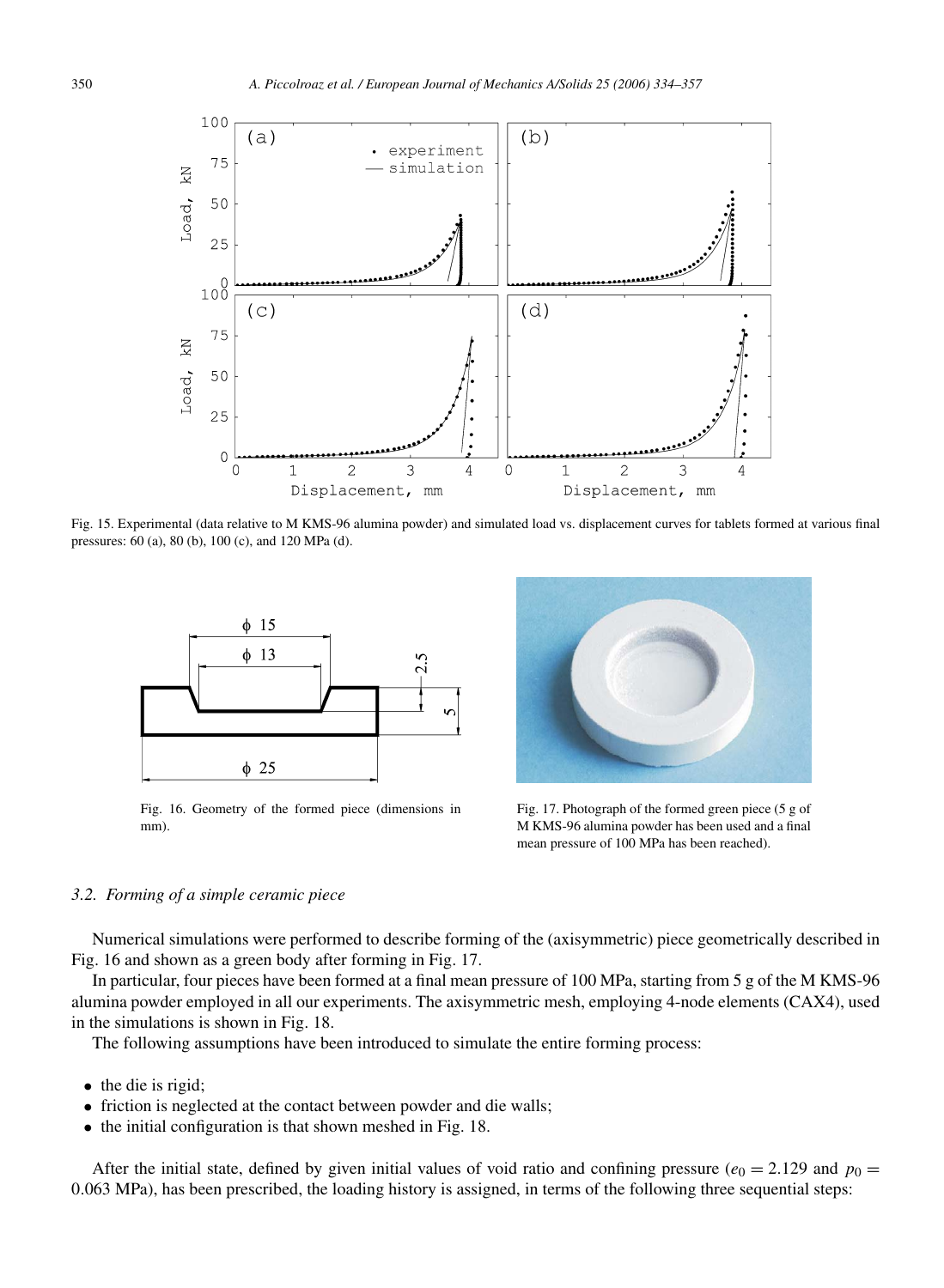Fig. 15. Experimental (data relative to M KMS-96 alumina powder) and simulated load vs. displacement curves for tablets formed at various final pressures: 60 (a), 80 (b), 100 (c), and 120 MPa (d).

Fig. 16. Geometry of the formed piece (dimensions in mm).

Fig. 17. Photograph of the formed green piece (5 g of M KMS-96 alumina powder has been used and a final mean pressure of 100 MPa has been reached).

### 3.2. *Forming of a simple ceramic piece*

Numerical simulations were performed to describe forming of the (axisymmetric) piece geometrically described in Fig. 16 and shown as a green body after forming in Fig. 17.

In particular, four pieces have been formed at a final mean pressure of 100 MPa, starting from 5 g of the M KMS-96 alumina powder employed in all our experiments. The axisymmetric mesh, employing 4-node elements (CAX4), used in the simulations is shown in Fig. 18.

The following assumptions have been introduced to simulate the entire forming process:

- the die is rigid;
- friction is neglected at the contact between powder and die walls;
- the initial configuration is that shown meshed in Fig. 18.

After the initial state, defined by given initial values of void ratio and confining pressure ($e_0 = 2.129$ and $p_0 = 0.063$ MPa), has been prescribed, the loading history is assigned, in terms of the following three sequential steps: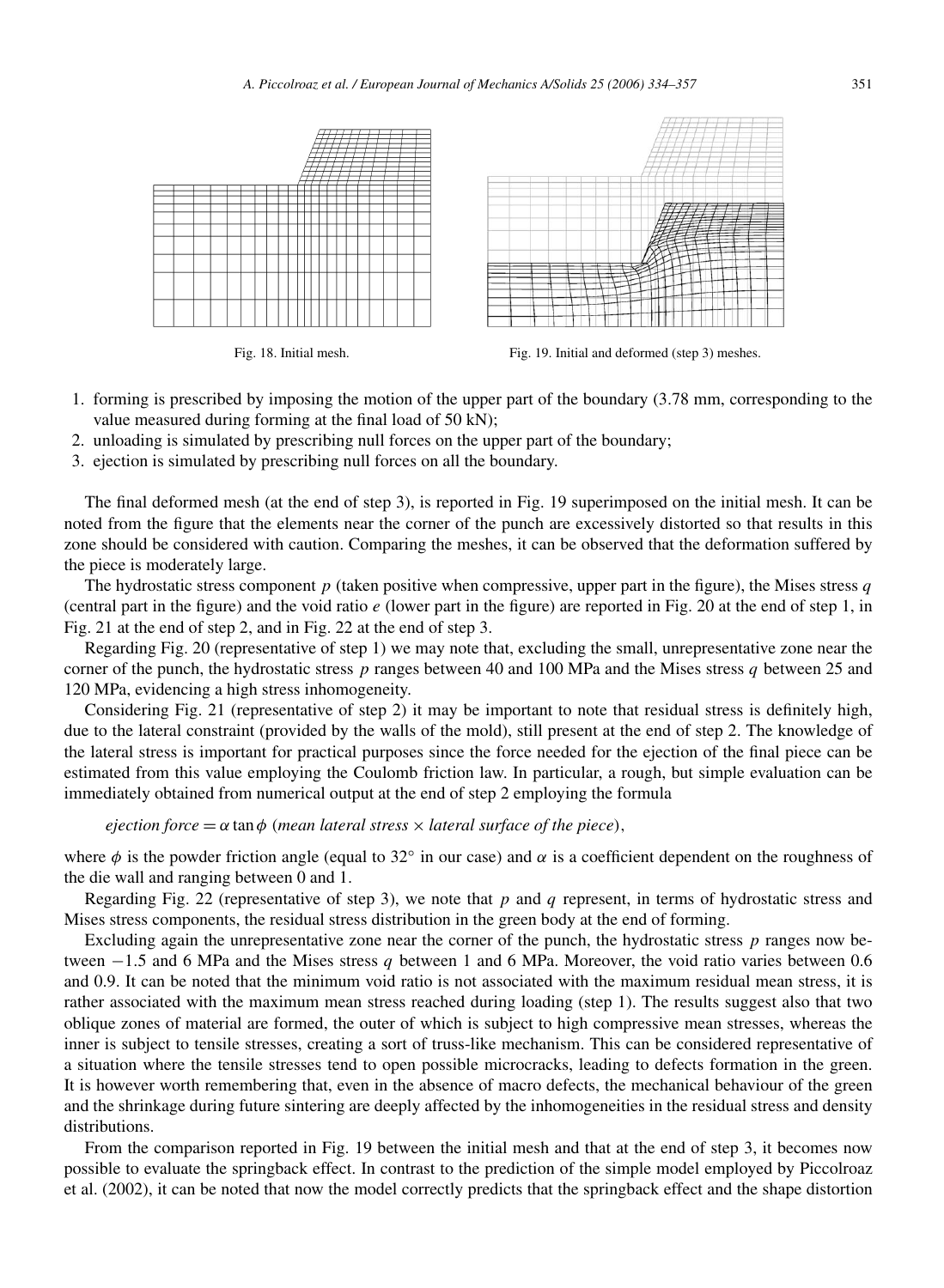Fig. 18. Initial mesh.

Fig. 19. Initial and deformed (step 3) meshes.

1. forming is prescribed by imposing the motion of the upper part of the boundary (3.78 mm, corresponding to the value measured during forming at the final load of 50 kN);
2. unloading is simulated by prescribing null forces on the upper part of the boundary;
3. ejection is simulated by prescribing null forces on all the boundary.

The final deformed mesh (at the end of step 3), is reported in Fig. 19 superimposed on the initial mesh. It can be noted from the figure that the elements near the corner of the punch are excessively distorted so that results in this zone should be considered with caution. Comparing the meshes, it can be observed that the deformation suffered by the piece is moderately large.

The hydrostatic stress component $p$ (taken positive when compressive, upper part in the figure), the Mises stress $q$ (central part in the figure) and the void ratio $e$ (lower part in the figure) are reported in Fig. 20 at the end of step 1, in Fig. 21 at the end of step 2, and in Fig. 22 at the end of step 3.

Regarding Fig. 20 (representative of step 1) we may note that, excluding the small, unrepresentative zone near the corner of the punch, the hydrostatic stress $p$ ranges between 40 and 100 MPa and the Mises stress $q$ between 25 and 120 MPa, evidencing a high stress inhomogeneity.

Considering Fig. 21 (representative of step 2) it may be important to note that residual stress is definitely high, due to the lateral constraint (provided by the walls of the mold), still present at the end of step 2. The knowledge of the lateral stress is important for practical purposes since the force needed for the ejection of the final piece can be estimated from this value employing the Coulomb friction law. In particular, a rough, but simple evaluation can be immediately obtained from numerical output at the end of step 2 employing the formula

$$\textit{ejection force} = \alpha \tan\phi\ (\textit{mean lateral stress} \times \textit{lateral surface of the piece}),$$

where $\phi$ is the powder friction angle (equal to 32° in our case) and $\alpha$ is a coefficient dependent on the roughness of the die wall and ranging between 0 and 1.

Regarding Fig. 22 (representative of step 3), we note that $p$ and $q$ represent, in terms of hydrostatic stress and Mises stress components, the residual stress distribution in the green body at the end of forming.

Excluding again the unrepresentative zone near the corner of the punch, the hydrostatic stress $p$ ranges now between $-1.5$ and 6 MPa and the Mises stress $q$ between 1 and 6 MPa. Moreover, the void ratio varies between 0.6 and 0.9. It can be noted that the minimum void ratio is not associated with the maximum residual mean stress, it is rather associated with the maximum mean stress reached during loading (step 1). The results suggest also that two oblique zones of material are formed, the outer of which is subject to high compressive mean stresses, whereas the inner is subject to tensile stresses, creating a sort of truss-like mechanism. This can be considered representative of a situation where the tensile stresses tend to open possible microcracks, leading to defects formation in the green. It is however worth remembering that, even in the absence of macro defects, the mechanical behaviour of the green and the shrinkage during future sintering are deeply affected by the inhomogeneities in the residual stress and density distributions.

From the comparison reported in Fig. 19 between the initial mesh and that at the end of step 3, it becomes now possible to evaluate the springback effect. In contrast to the prediction of the simple model employed by Piccolroaz et al. (2002), it can be noted that now the model correctly predicts that the springback effect and the shape distortion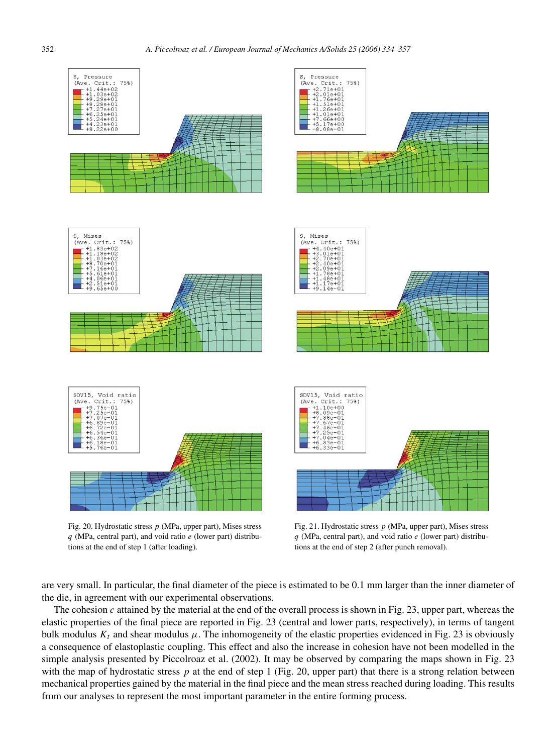Fig. 20. Hydrostatic stress $p$ (MPa, upper part), Mises stress $q$ (MPa, central part), and void ratio $e$ (lower part) distributions at the end of step 1 (after loading).

Fig. 21. Hydrostatic stress $p$ (MPa, upper part), Mises stress $q$ (MPa, central part), and void ratio $e$ (lower part) distributions at the end of step 2 (after punch removal).

are very small. In particular, the final diameter of the piece is estimated to be 0.1 mm larger than the inner diameter of the die, in agreement with our experimental observations.

The cohesion $c$ attained by the material at the end of the overall process is shown in Fig. 23, upper part, whereas the elastic properties of the final piece are reported in Fig. 23 (central and lower parts, respectively), in terms of tangent bulk modulus $K_t$ and shear modulus $\mu$. The inhomogeneity of the elastic properties evidenced in Fig. 23 is obviously a consequence of elastoplastic coupling. This effect and also the increase in cohesion have not been modelled in the simple analysis presented by Piccolroaz et al. (2002). It may be observed by comparing the maps shown in Fig. 23 with the map of hydrostatic stress $p$ at the end of step 1 (Fig. 20, upper part) that there is a strong relation between mechanical properties gained by the material in the final piece and the mean stress reached during loading. This results from our analyses to represent the most important parameter in the entire forming process.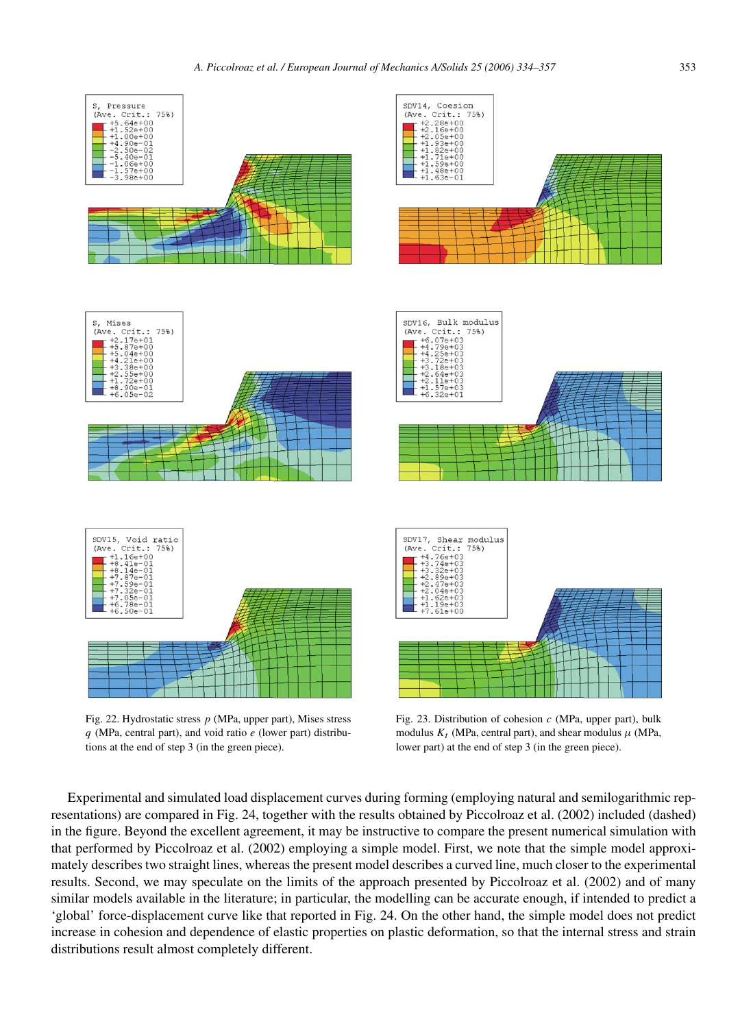Fig. 22. Hydrostatic stress $p$ (MPa, upper part), Mises stress $q$ (MPa, central part), and void ratio $e$ (lower part) distributions at the end of step 3 (in the green piece).

Fig. 23. Distribution of cohesion $c$ (MPa, upper part), bulk modulus $K_t$ (MPa, central part), and shear modulus $\mu$ (MPa, lower part) at the end of step 3 (in the green piece).

Experimental and simulated load displacement curves during forming (employing natural and semilogarithmic representations) are compared in Fig. 24, together with the results obtained by Piccolroaz et al. (2002) included (dashed) in the figure. Beyond the excellent agreement, it may be instructive to compare the present numerical simulation with that performed by Piccolroaz et al. (2002) employing a simple model. First, we note that the simple model approximately describes two straight lines, whereas the present model describes a curved line, much closer to the experimental results. Second, we may speculate on the limits of the approach presented by Piccolroaz et al. (2002) and of many similar models available in the literature; in particular, the modelling can be accurate enough, if intended to predict a 'global' force-displacement curve like that reported in Fig. 24. On the other hand, the simple model does not predict increase in cohesion and dependence of elastic properties on plastic deformation, so that the internal stress and strain distributions result almost completely different.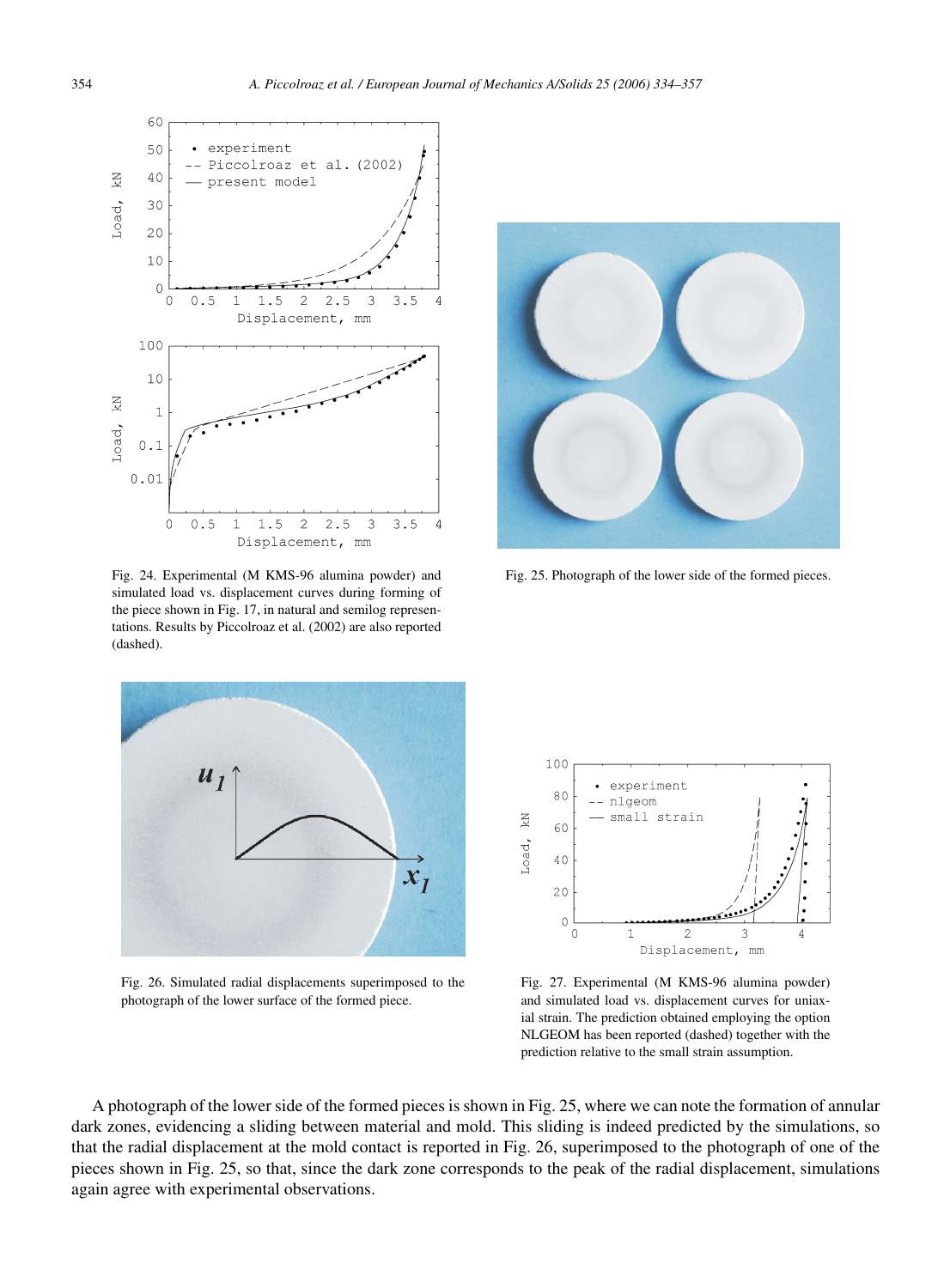Fig. 24. Experimental (M KMS-96 alumina powder) and simulated load vs. displacement curves during forming of the piece shown in Fig. 17, in natural and semilog representations. Results by Piccolroaz et al. (2002) are also reported (dashed).

Fig. 25. Photograph of the lower side of the formed pieces.

Fig. 26. Simulated radial displacements superimposed to the photograph of the lower surface of the formed piece.

Fig. 27. Experimental (M KMS-96 alumina powder) and simulated load vs. displacement curves for uniaxial strain. The prediction obtained employing the option NLGEOM has been reported (dashed) together with the prediction relative to the small strain assumption.

A photograph of the lower side of the formed pieces is shown in Fig. 25, where we can note the formation of annular dark zones, evidencing a sliding between material and mold. This sliding is indeed predicted by the simulations, so that the radial displacement at the mold contact is reported in Fig. 26, superimposed to the photograph of one of the pieces shown in Fig. 25, so that, since the dark zone corresponds to the peak of the radial displacement, simulations again agree with experimental observations.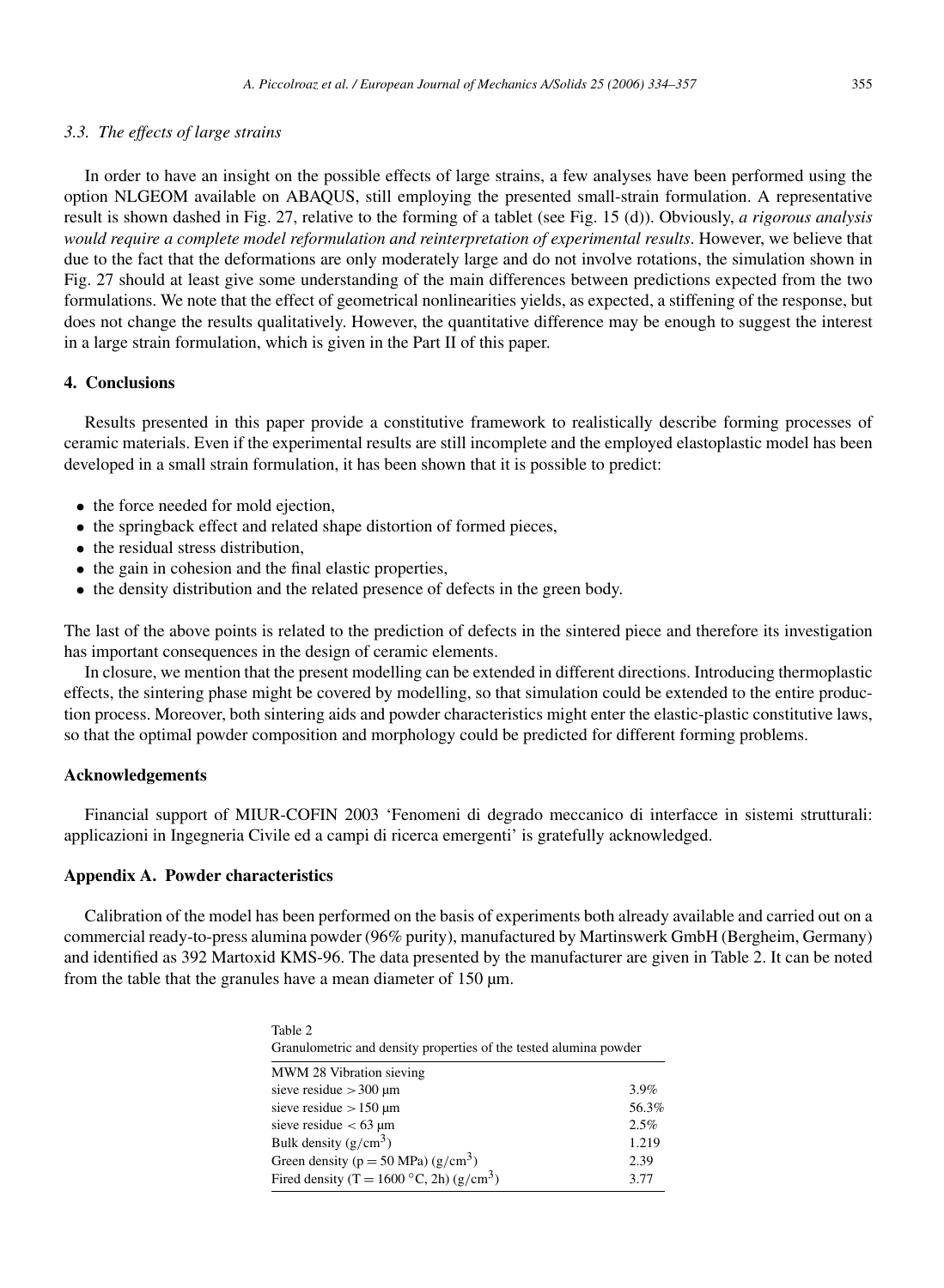### 3.3. The effects of large strains

In order to have an insight on the possible effects of large strains, a few analyses have been performed using the option NLGEOM available on ABAQUS, still employing the presented small-strain formulation. A representative result is shown dashed in Fig. 27, relative to the forming of a tablet (see Fig. 15 (d)). Obviously, *a rigorous analysis would require a complete model reformulation and reinterpretation of experimental results*. However, we believe that due to the fact that the deformations are only moderately large and do not involve rotations, the simulation shown in Fig. 27 should at least give some understanding of the main differences between predictions expected from the two formulations. We note that the effect of geometrical nonlinearities yields, as expected, a stiffening of the response, but does not change the results qualitatively. However, the quantitative difference may be enough to suggest the interest in a large strain formulation, which is given in the Part II of this paper.

## 4. Conclusions

Results presented in this paper provide a constitutive framework to realistically describe forming processes of ceramic materials. Even if the experimental results are still incomplete and the employed elastoplastic model has been developed in a small strain formulation, it has been shown that it is possible to predict:

- the force needed for mold ejection,
- the springback effect and related shape distortion of formed pieces,
- the residual stress distribution,
- the gain in cohesion and the final elastic properties,
- the density distribution and the related presence of defects in the green body.

The last of the above points is related to the prediction of defects in the sintered piece and therefore its investigation has important consequences in the design of ceramic elements.

In closure, we mention that the present modelling can be extended in different directions. Introducing thermoplastic effects, the sintering phase might be covered by modelling, so that simulation could be extended to the entire production process. Moreover, both sintering aids and powder characteristics might enter the elastic-plastic constitutive laws, so that the optimal powder composition and morphology could be predicted for different forming problems.

## Acknowledgements

Financial support of MIUR-COFIN 2003 'Fenomeni di degrado meccanico di interfacce in sistemi strutturali: applicazioni in Ingegneria Civile ed a campi di ricerca emergenti' is gratefully acknowledged.

## Appendix A. Powder characteristics

Calibration of the model has been performed on the basis of experiments both already available and carried out on a commercial ready-to-press alumina powder (96% purity), manufactured by Martinswerk GmbH (Bergheim, Germany) and identified as 392 Martoxid KMS-96. The data presented by the manufacturer are given in Table 2. It can be noted from the table that the granules have a mean diameter of 150 μm.

Table 2
Granulometric and density properties of the tested alumina powder

| MWM 28 Vibration sieving | |
|---|---|
| sieve residue $> 300$ μm | 3.9% |
| sieve residue $> 150$ μm | 56.3% |
| sieve residue $< 63$ μm | 2.5% |
| Bulk density $(g/cm^3)$ | 1.219 |
| Green density $(p = 50\ \text{MPa})\ (g/cm^3)$ | 2.39 |
| Fired density $(T = 1600\,^{\circ}\text{C}, 2h)\ (g/cm^3)$ | 3.77 |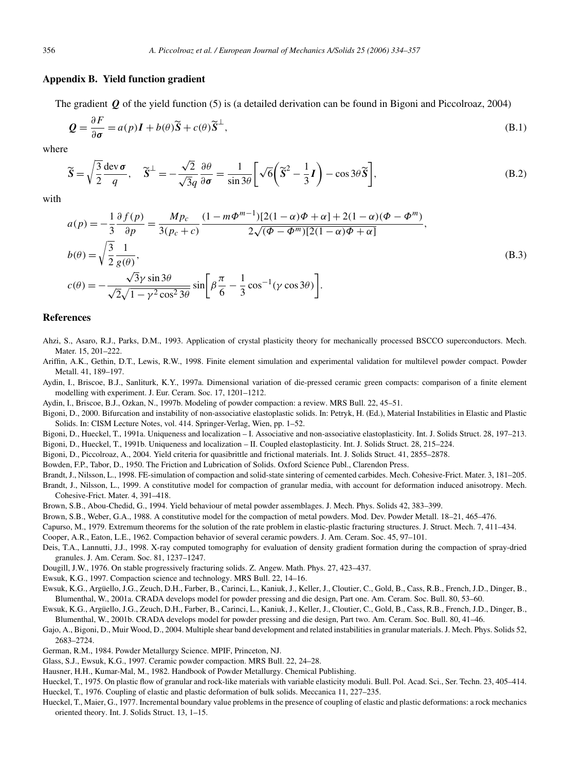## Appendix B. Yield function gradient

The gradient $\boldsymbol{Q}$ of the yield function (5) is (a detailed derivation can be found in Bigoni and Piccolroaz, 2004)

$$\boldsymbol{Q} = \frac{\partial F}{\partial \boldsymbol{\sigma}} = a(p)\boldsymbol{I} + b(\theta)\widetilde{\boldsymbol{S}} + c(\theta)\widetilde{\boldsymbol{S}}^{\perp}, \tag{B.1}$$

where

$$\widetilde{\boldsymbol{S}} = \sqrt{\frac{3}{2}}\frac{\operatorname{dev}\boldsymbol{\sigma}}{q}, \quad \widetilde{\boldsymbol{S}}^{\perp} = -\frac{\sqrt{2}}{\sqrt{3}q}\frac{\partial \theta}{\partial \boldsymbol{\sigma}} = \frac{1}{\sin 3\theta}\left[\sqrt{6}\left(\widetilde{\boldsymbol{S}}^2 - \frac{1}{3}\boldsymbol{I}\right) - \cos 3\theta \widetilde{\boldsymbol{S}}\right], \tag{B.2}$$

with

$$\begin{aligned}
a(p) &= -\frac{1}{3}\frac{\partial f(p)}{\partial p} = \frac{M p_c}{3(p_c + c)}\frac{(1 - m\Phi^{m-1})[2(1-\alpha)\Phi + \alpha] + 2(1-\alpha)(\Phi - \Phi^m)}{2\sqrt{(\Phi - \Phi^m)[2(1-\alpha)\Phi + \alpha]}}, \\
b(\theta) &= \sqrt{\frac{3}{2}}\frac{1}{g(\theta)}, \\
c(\theta) &= -\frac{\sqrt{3}\gamma \sin 3\theta}{\sqrt{2}\sqrt{1 - \gamma^2\cos^2 3\theta}}\sin\left[\beta\frac{\pi}{6} - \frac{1}{3}\cos^{-1}(\gamma\cos 3\theta)\right].
\end{aligned} \tag{B.3}$$

## References

Ahzi, S., Asaro, R.J., Parks, D.M., 1993. Application of crystal plasticity theory for mechanically processed BSCCO superconductors. Mech. Mater. 15, 201–222.

Ariffin, A.K., Gethin, D.T., Lewis, R.W., 1998. Finite element simulation and experimental validation for multilevel powder compact. Powder Metall. 41, 189–197.

Aydin, I., Briscoe, B.J., Sanliturk, K.Y., 1997a. Dimensional variation of die-pressed ceramic green compacts: comparison of a finite element modelling with experiment. J. Eur. Ceram. Soc. 17, 1201–1212.

Aydin, I., Briscoe, B.J., Ozkan, N., 1997b. Modeling of powder compaction: a review. MRS Bull. 22, 45–51.

Bigoni, D., 2000. Bifurcation and instability of non-associative elastoplastic solids. In: Petryk, H. (Ed.), Material Instabilities in Elastic and Plastic Solids. In: CISM Lecture Notes, vol. 414. Springer-Verlag, Wien, pp. 1–52.

Bigoni, D., Hueckel, T., 1991a. Uniqueness and localization – I. Associative and non-associative elastoplasticity. Int. J. Solids Struct. 28, 197–213.

Bigoni, D., Hueckel, T., 1991b. Uniqueness and localization – II. Coupled elastoplasticity. Int. J. Solids Struct. 28, 215–224.

Bigoni, D., Piccolroaz, A., 2004. Yield criteria for quasibrittle and frictional materials. Int. J. Solids Struct. 41, 2855–2878.

Bowden, F.P., Tabor, D., 1950. The Friction and Lubrication of Solids. Oxford Science Publ., Clarendon Press.

Brandt, J., Nilsson, L., 1998. FE-simulation of compaction and solid-state sintering of cemented carbides. Mech. Cohesive-Frict. Mater. 3, 181–205.

Brandt, J., Nilsson, L., 1999. A constitutive model for compaction of granular media, with account for deformation induced anisotropy. Mech. Cohesive-Frict. Mater. 4, 391–418.

Brown, S.B., Abou-Chedid, G., 1994. Yield behaviour of metal powder assemblages. J. Mech. Phys. Solids 42, 383–399.

Brown, S.B., Weber, G.A., 1988. A constitutive model for the compaction of metal powders. Mod. Dev. Powder Metall. 18–21, 465–476.

Capurso, M., 1979. Extremum theorems for the solution of the rate problem in elastic-plastic fracturing structures. J. Struct. Mech. 7, 411–434.

Cooper, A.R., Eaton, L.E., 1962. Compaction behavior of several ceramic powders. J. Am. Ceram. Soc. 45, 97–101.

Deis, T.A., Lannutti, J.J., 1998. X-ray computed tomography for evaluation of density gradient formation during the compaction of spray-dried granules. J. Am. Ceram. Soc. 81, 1237–1247.

Dougill, J.W., 1976. On stable progressively fracturing solids. Z. Angew. Math. Phys. 27, 423–437.

Ewsuk, K.G., 1997. Compaction science and technology. MRS Bull. 22, 14–16.

Ewsuk, K.G., Argüello, J.G., Zeuch, D.H., Farber, B., Carinci, L., Kaniuk, J., Keller, J., Cloutier, C., Gold, B., Cass, R.B., French, J.D., Dinger, B., Blumenthal, W., 2001a. CRADA develops model for powder pressing and die design, Part one. Am. Ceram. Soc. Bull. 80, 53–60.

Ewsuk, K.G., Argüello, J.G., Zeuch, D.H., Farber, B., Carinci, L., Kaniuk, J., Keller, J., Cloutier, C., Gold, B., Cass, R.B., French, J.D., Dinger, B., Blumenthal, W., 2001b. CRADA develops model for powder pressing and die design, Part two. Am. Ceram. Soc. Bull. 80, 41–46.

Gajo, A., Bigoni, D., Muir Wood, D., 2004. Multiple shear band development and related instabilities in granular materials. J. Mech. Phys. Solids 52, 2683–2724.

German, R.M., 1984. Powder Metallurgy Science. MPIF, Princeton, NJ.

Glass, S.J., Ewsuk, K.G., 1997. Ceramic powder compaction. MRS Bull. 22, 24–28.

Hausner, H.H., Kumar-Mal, M., 1982. Handbook of Powder Metallurgy. Chemical Publishing.

Hueckel, T., 1975. On plastic flow of granular and rock-like materials with variable elasticity moduli. Bull. Pol. Acad. Sci., Ser. Techn. 23, 405–414.

Hueckel, T., 1976. Coupling of elastic and plastic deformation of bulk solids. Meccanica 11, 227–235.

Hueckel, T., Maier, G., 1977. Incremental boundary value problems in the presence of coupling of elastic and plastic deformations: a rock mechanics oriented theory. Int. J. Solids Struct. 13, 1–15.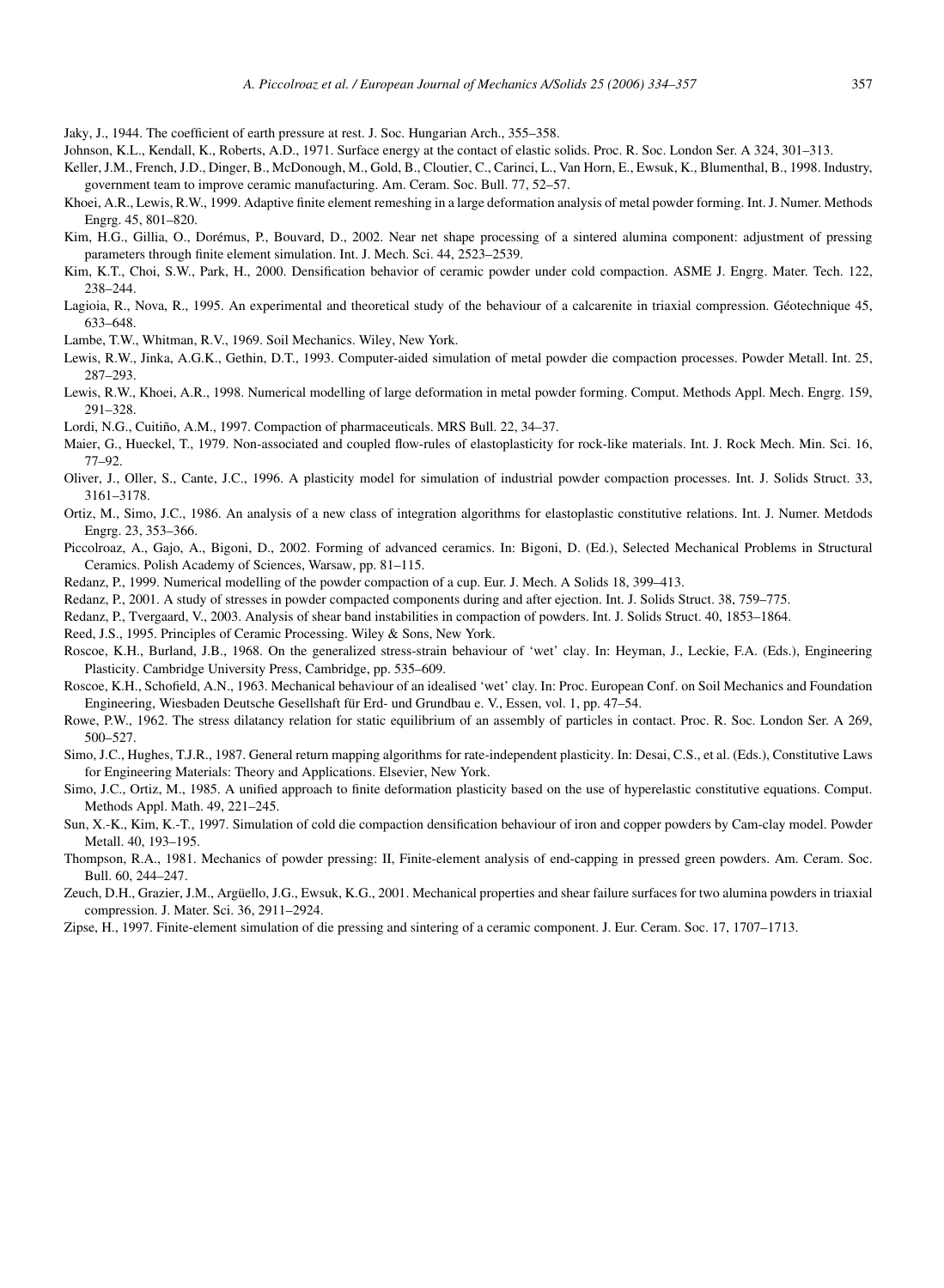Jaky, J., 1944. The coefficient of earth pressure at rest. J. Soc. Hungarian Arch., 355–358.

Johnson, K.L., Kendall, K., Roberts, A.D., 1971. Surface energy at the contact of elastic solids. Proc. R. Soc. London Ser. A 324, 301–313.

Keller, J.M., French, J.D., Dinger, B., McDonough, M., Gold, B., Cloutier, C., Carinci, L., Van Horn, E., Ewsuk, K., Blumenthal, B., 1998. Industry, government team to improve ceramic manufacturing. Am. Ceram. Soc. Bull. 77, 52–57.

Khoei, A.R., Lewis, R.W., 1999. Adaptive finite element remeshing in a large deformation analysis of metal powder forming. Int. J. Numer. Methods Engrg. 45, 801–820.

Kim, H.G., Gillia, O., Dorémus, P., Bouvard, D., 2002. Near net shape processing of a sintered alumina component: adjustment of pressing parameters through finite element simulation. Int. J. Mech. Sci. 44, 2523–2539.

Kim, K.T., Choi, S.W., Park, H., 2000. Densification behavior of ceramic powder under cold compaction. ASME J. Engrg. Mater. Tech. 122, 238–244.

Lagioia, R., Nova, R., 1995. An experimental and theoretical study of the behaviour of a calcarenite in triaxial compression. Géotechnique 45, 633–648.

Lambe, T.W., Whitman, R.V., 1969. Soil Mechanics. Wiley, New York.

Lewis, R.W., Jinka, A.G.K., Gethin, D.T., 1993. Computer-aided simulation of metal powder die compaction processes. Powder Metall. Int. 25, 287–293.

Lewis, R.W., Khoei, A.R., 1998. Numerical modelling of large deformation in metal powder forming. Comput. Methods Appl. Mech. Engrg. 159, 291–328.

Lordi, N.G., Cuitiño, A.M., 1997. Compaction of pharmaceuticals. MRS Bull. 22, 34–37.

Maier, G., Hueckel, T., 1979. Non-associated and coupled flow-rules of elastoplasticity for rock-like materials. Int. J. Rock Mech. Min. Sci. 16, 77–92.

Oliver, J., Oller, S., Cante, J.C., 1996. A plasticity model for simulation of industrial powder compaction processes. Int. J. Solids Struct. 33, 3161–3178.

Ortiz, M., Simo, J.C., 1986. An analysis of a new class of integration algorithms for elastoplastic constitutive relations. Int. J. Numer. Metdods Engrg. 23, 353–366.

Piccolroaz, A., Gajo, A., Bigoni, D., 2002. Forming of advanced ceramics. In: Bigoni, D. (Ed.), Selected Mechanical Problems in Structural Ceramics. Polish Academy of Sciences, Warsaw, pp. 81–115.

Redanz, P., 1999. Numerical modelling of the powder compaction of a cup. Eur. J. Mech. A Solids 18, 399–413.

Redanz, P., 2001. A study of stresses in powder compacted components during and after ejection. Int. J. Solids Struct. 38, 759–775.

Redanz, P., Tvergaard, V., 2003. Analysis of shear band instabilities in compaction of powders. Int. J. Solids Struct. 40, 1853–1864.

Reed, J.S., 1995. Principles of Ceramic Processing. Wiley & Sons, New York.

Roscoe, K.H., Burland, J.B., 1968. On the generalized stress-strain behaviour of 'wet' clay. In: Heyman, J., Leckie, F.A. (Eds.), Engineering Plasticity. Cambridge University Press, Cambridge, pp. 535–609.

Roscoe, K.H., Schofield, A.N., 1963. Mechanical behaviour of an idealised 'wet' clay. In: Proc. European Conf. on Soil Mechanics and Foundation Engineering, Wiesbaden Deutsche Gesellshaft für Erd- und Grundbau e. V., Essen, vol. 1, pp. 47–54.

Rowe, P.W., 1962. The stress dilatancy relation for static equilibrium of an assembly of particles in contact. Proc. R. Soc. London Ser. A 269, 500–527.

Simo, J.C., Hughes, T.J.R., 1987. General return mapping algorithms for rate-independent plasticity. In: Desai, C.S., et al. (Eds.), Constitutive Laws for Engineering Materials: Theory and Applications. Elsevier, New York.

Simo, J.C., Ortiz, M., 1985. A unified approach to finite deformation plasticity based on the use of hyperelastic constitutive equations. Comput. Methods Appl. Math. 49, 221–245.

Sun, X.-K., Kim, K.-T., 1997. Simulation of cold die compaction densification behaviour of iron and copper powders by Cam-clay model. Powder Metall. 40, 193–195.

Thompson, R.A., 1981. Mechanics of powder pressing: II, Finite-element analysis of end-capping in pressed green powders. Am. Ceram. Soc. Bull. 60, 244–247.

Zeuch, D.H., Grazier, J.M., Argüello, J.G., Ewsuk, K.G., 2001. Mechanical properties and shear failure surfaces for two alumina powders in triaxial compression. J. Mater. Sci. 36, 2911–2924.

Zipse, H., 1997. Finite-element simulation of die pressing and sintering of a ceramic component. J. Eur. Ceram. Soc. 17, 1707–1713.